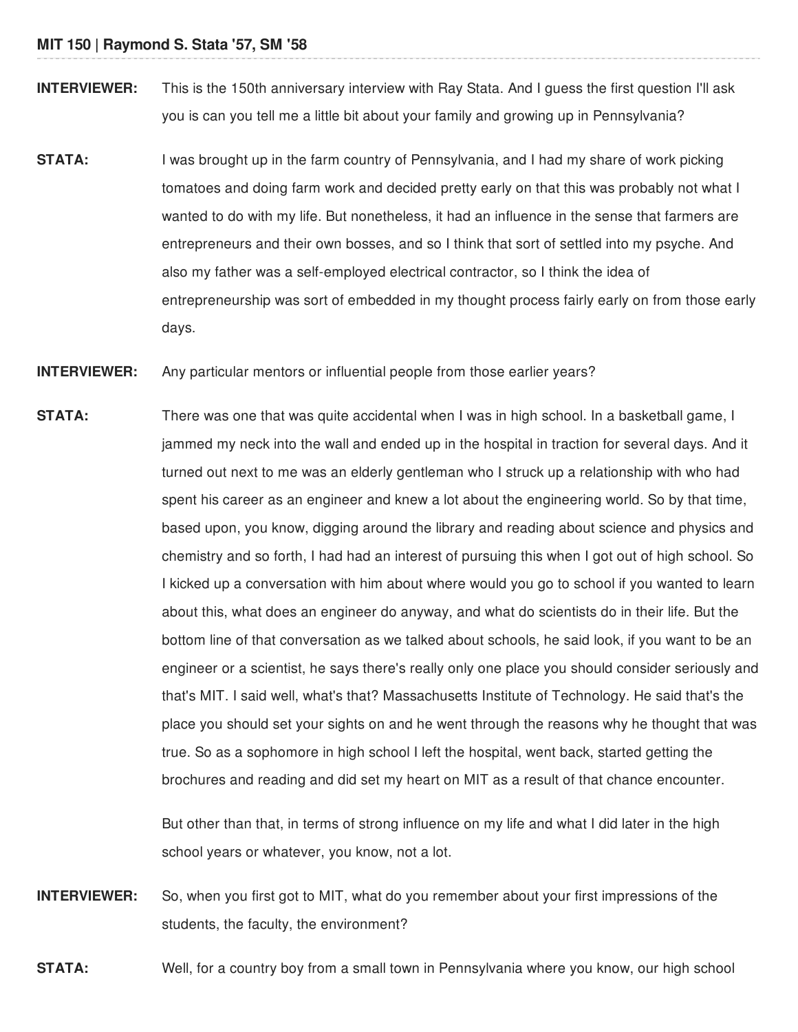**INTERVIEWER:** This is the 150th anniversary interview with Ray Stata. And I guess the first question I'll ask you is can you tell me a little bit about your family and growing up in Pennsylvania?

**STATA:** I was brought up in the farm country of Pennsylvania, and I had my share of work picking tomatoes and doing farm work and decided pretty early on that this was probably not what I wanted to do with my life. But nonetheless, it had an influence in the sense that farmers are entrepreneurs and their own bosses, and so I think that sort of settled into my psyche. And also my father was a self-employed electrical contractor, so I think the idea of entrepreneurship was sort of embedded in my thought process fairly early on from those early days.

**INTERVIEWER:** Any particular mentors or influential people from those earlier years?

**STATA:** There was one that was quite accidental when I was in high school. In a basketball game, I jammed my neck into the wall and ended up in the hospital in traction for several days. And it turned out next to me was an elderly gentleman who I struck up a relationship with who had spent his career as an engineer and knew a lot about the engineering world. So by that time, based upon, you know, digging around the library and reading about science and physics and chemistry and so forth, I had had an interest of pursuing this when I got out of high school. So I kicked up a conversation with him about where would you go to school if you wanted to learn about this, what does an engineer do anyway, and what do scientists do in their life. But the bottom line of that conversation as we talked about schools, he said look, if you want to be an engineer or a scientist, he says there's really only one place you should consider seriously and that's MIT. I said well, what's that? Massachusetts Institute of Technology. He said that's the place you should set your sights on and he went through the reasons why he thought that was true. So as a sophomore in high school I left the hospital, went back, started getting the brochures and reading and did set my heart on MIT as a result of that chance encounter.

But other than that, in terms of strong influence on my life and what I did later in the high school years or whatever, you know, not a lot.

**INTERVIEWER:** So, when you first got to MIT, what do you remember about your first impressions of the students, the faculty, the environment?

**STATA:** Well, for a country boy from a small town in Pennsylvania where you know, our high school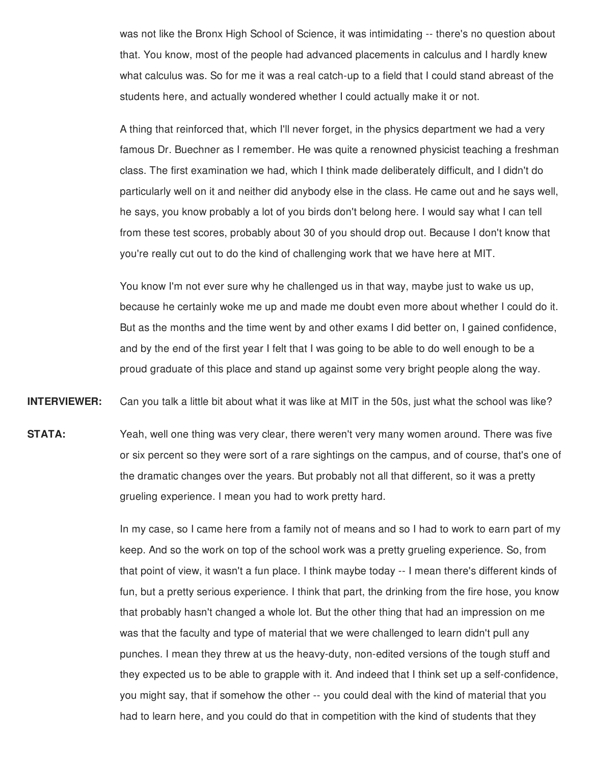was not like the Bronx High School of Science, it was intimidating -- there's no question about that. You know, most of the people had advanced placements in calculus and I hardly knew what calculus was. So for me it was a real catch-up to a field that I could stand abreast of the students here, and actually wondered whether I could actually make it or not.

A thing that reinforced that, which I'll never forget, in the physics department we had a very famous Dr. Buechner as I remember. He was quite a renowned physicist teaching a freshman class. The first examination we had, which I think made deliberately difficult, and I didn't do particularly well on it and neither did anybody else in the class. He came out and he says well, he says, you know probably a lot of you birds don't belong here. I would say what I can tell from these test scores, probably about 30 of you should drop out. Because I don't know that you're really cut out to do the kind of challenging work that we have here at MIT.

You know I'm not ever sure why he challenged us in that way, maybe just to wake us up, because he certainly woke me up and made me doubt even more about whether I could do it. But as the months and the time went by and other exams I did better on, I gained confidence, and by the end of the first year I felt that I was going to be able to do well enough to be a proud graduate of this place and stand up against some very bright people along the way.

**INTERVIEWER:** Can you talk a little bit about what it was like at MIT in the 50s, just what the school was like?

**STATA:** Yeah, well one thing was very clear, there weren't very many women around. There was five or six percent so they were sort of a rare sightings on the campus, and of course, that's one of the dramatic changes over the years. But probably not all that different, so it was a pretty grueling experience. I mean you had to work pretty hard.

In my case, so I came here from a family not of means and so I had to work to earn part of my keep. And so the work on top of the school work was a pretty grueling experience. So, from that point of view, it wasn't a fun place. I think maybe today -- I mean there's different kinds of fun, but a pretty serious experience. I think that part, the drinking from the fire hose, you know that probably hasn't changed a whole lot. But the other thing that had an impression on me was that the faculty and type of material that we were challenged to learn didn't pull any punches. I mean they threw at us the heavy-duty, non-edited versions of the tough stuff and they expected us to be able to grapple with it. And indeed that I think set up a self-confidence, you might say, that if somehow the other -- you could deal with the kind of material that you had to learn here, and you could do that in competition with the kind of students that they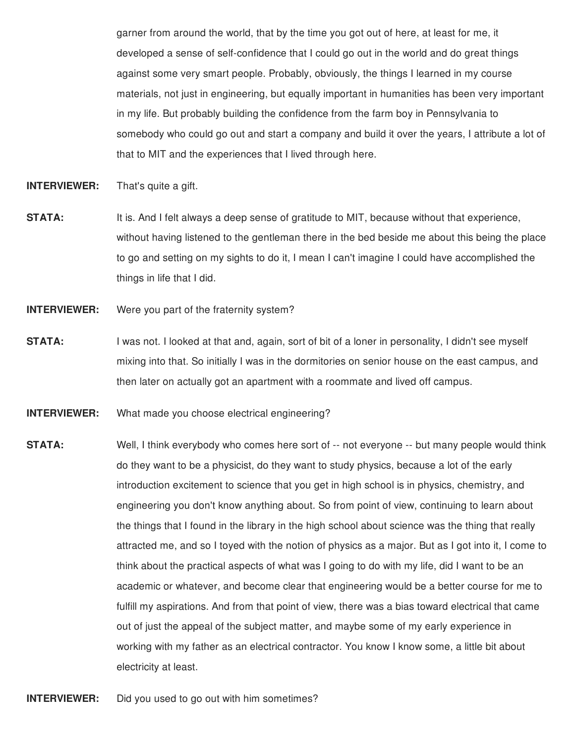garner from around the world, that by the time you got out of here, at least for me, it developed a sense of self-confidence that I could go out in the world and do great things against some very smart people. Probably, obviously, the things I learned in my course materials, not just in engineering, but equally important in humanities has been very important in my life. But probably building the confidence from the farm boy in Pennsylvania to somebody who could go out and start a company and build it over the years, I attribute a lot of that to MIT and the experiences that I lived through here.

**INTERVIEWER:** That's quite a gift.

**STATA:** It is. And I felt always a deep sense of gratitude to MIT, because without that experience, without having listened to the gentleman there in the bed beside me about this being the place to go and setting on my sights to do it, I mean I can't imagine I could have accomplished the things in life that I did.

**INTERVIEWER:** Were you part of the fraternity system?

**STATA:** I was not. I looked at that and, again, sort of bit of a loner in personality, I didn't see myself mixing into that. So initially I was in the dormitories on senior house on the east campus, and then later on actually got an apartment with a roommate and lived off campus.

**INTERVIEWER:** What made you choose electrical engineering?

**STATA:** Well, I think everybody who comes here sort of -- not everyone -- but many people would think do they want to be a physicist, do they want to study physics, because a lot of the early introduction excitement to science that you get in high school is in physics, chemistry, and engineering you don't know anything about. So from point of view, continuing to learn about the things that I found in the library in the high school about science was the thing that really attracted me, and so I toyed with the notion of physics as a major. But as I got into it, I come to think about the practical aspects of what was I going to do with my life, did I want to be an academic or whatever, and become clear that engineering would be a better course for me to fulfill my aspirations. And from that point of view, there was a bias toward electrical that came out of just the appeal of the subject matter, and maybe some of my early experience in working with my father as an electrical contractor. You know I know some, a little bit about electricity at least.

**INTERVIEWER:** Did you used to go out with him sometimes?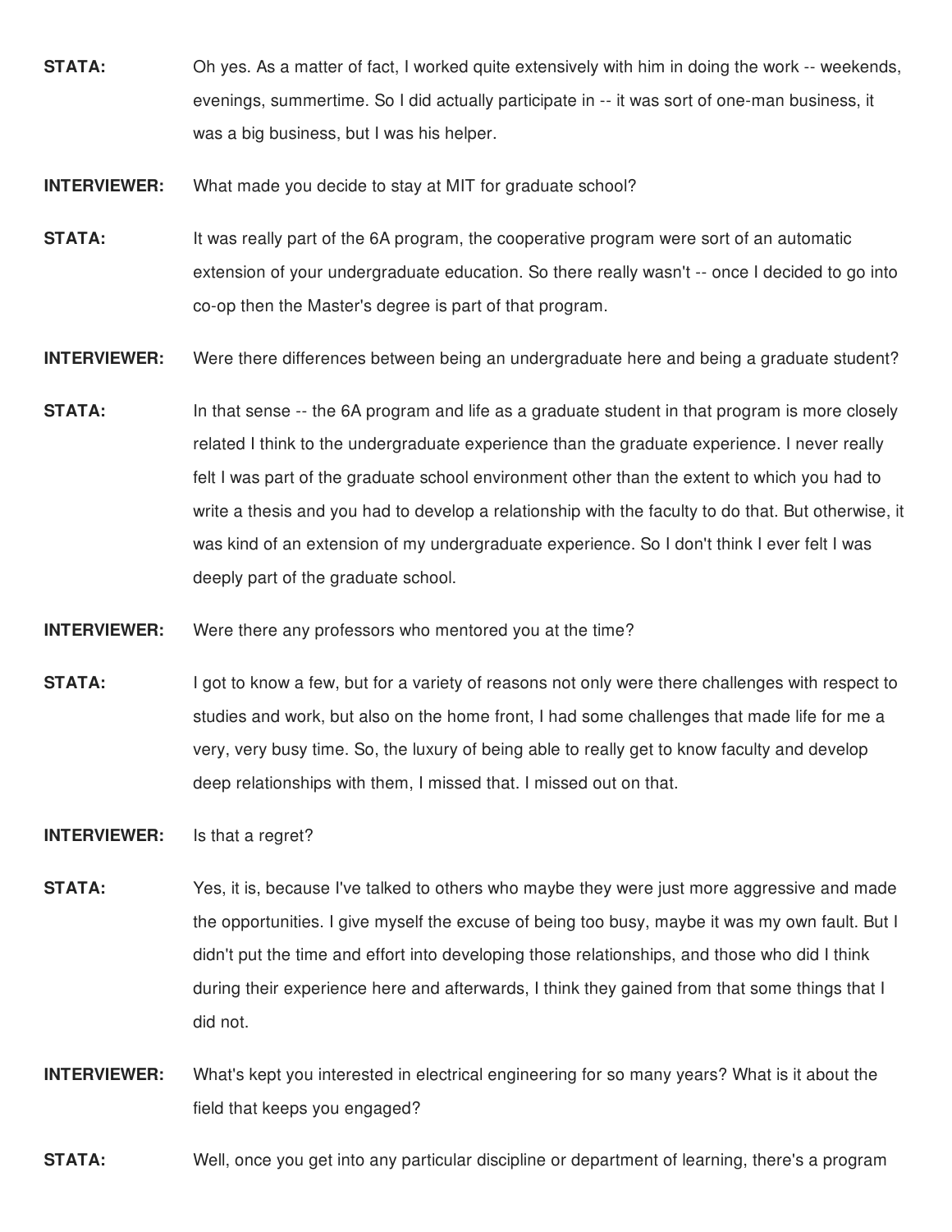**STATA:** Oh yes. As a matter of fact, I worked quite extensively with him in doing the work -- weekends, evenings, summertime. So I did actually participate in -- it was sort of one-man business, it was a big business, but I was his helper.

**INTERVIEWER:** What made you decide to stay at MIT for graduate school?

**STATA:** It was really part of the 6A program, the cooperative program were sort of an automatic extension of your undergraduate education. So there really wasn't -- once I decided to go into co-op then the Master's degree is part of that program.

**INTERVIEWER:** Were there differences between being an undergraduate here and being a graduate student?

**STATA:** In that sense -- the 6A program and life as a graduate student in that program is more closely related I think to the undergraduate experience than the graduate experience. I never really felt I was part of the graduate school environment other than the extent to which you had to write a thesis and you had to develop a relationship with the faculty to do that. But otherwise, it was kind of an extension of my undergraduate experience. So I don't think I ever felt I was deeply part of the graduate school.

**INTERVIEWER:** Were there any professors who mentored you at the time?

**STATA:** I got to know a few, but for a variety of reasons not only were there challenges with respect to studies and work, but also on the home front, I had some challenges that made life for me a very, very busy time. So, the luxury of being able to really get to know faculty and develop deep relationships with them, I missed that. I missed out on that.

**INTERVIEWER:** Is that a regret?

**STATA:** Yes, it is, because I've talked to others who maybe they were just more aggressive and made the opportunities. I give myself the excuse of being too busy, maybe it was my own fault. But I didn't put the time and effort into developing those relationships, and those who did I think during their experience here and afterwards, I think they gained from that some things that I did not.

**INTERVIEWER:** What's kept you interested in electrical engineering for so many years? What is it about the field that keeps you engaged?

**STATA:** Well, once you get into any particular discipline or department of learning, there's a program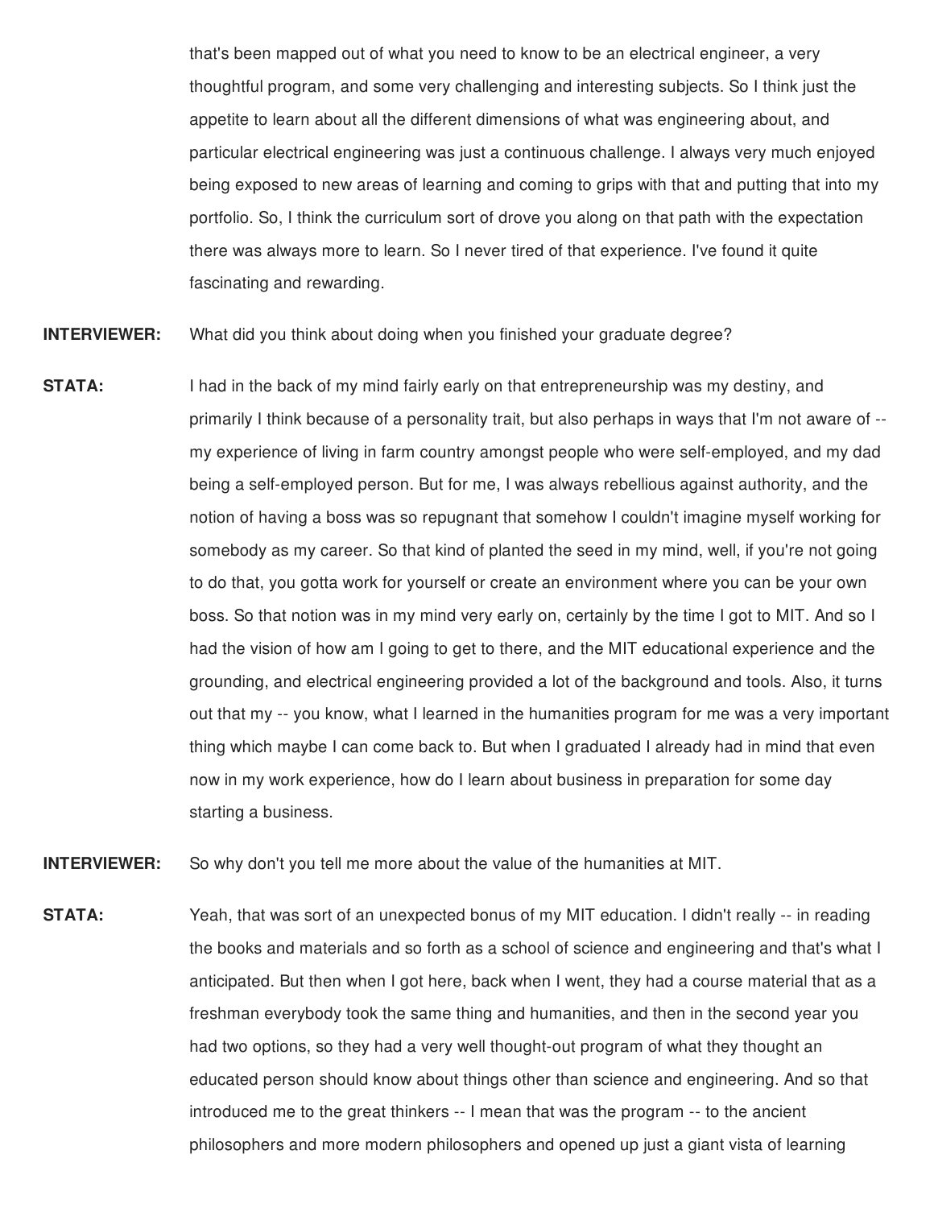that's been mapped out of what you need to know to be an electrical engineer, a very thoughtful program, and some very challenging and interesting subjects. So I think just the appetite to learn about all the different dimensions of what was engineering about, and particular electrical engineering was just a continuous challenge. I always very much enjoyed being exposed to new areas of learning and coming to grips with that and putting that into my portfolio. So, I think the curriculum sort of drove you along on that path with the expectation there was always more to learn. So I never tired of that experience. I've found it quite fascinating and rewarding.

**INTERVIEWER:** What did you think about doing when you finished your graduate degree?

**STATA:** I had in the back of my mind fairly early on that entrepreneurship was my destiny, and primarily I think because of a personality trait, but also perhaps in ways that I'm not aware of -- my experience of living in farm country amongst people who were self-employed, and my dad being a self-employed person. But for me, I was always rebellious against authority, and the notion of having a boss was so repugnant that somehow I couldn't imagine myself working for somebody as my career. So that kind of planted the seed in my mind, well, if you're not going to do that, you gotta work for yourself or create an environment where you can be your own boss. So that notion was in my mind very early on, certainly by the time I got to MIT. And so I had the vision of how am I going to get to there, and the MIT educational experience and the grounding, and electrical engineering provided a lot of the background and tools. Also, it turns out that my -- you know, what I learned in the humanities program for me was a very important thing which maybe I can come back to. But when I graduated I already had in mind that even now in my work experience, how do I learn about business in preparation for some day starting a business.

**INTERVIEWER:** So why don't you tell me more about the value of the humanities at MIT.

**STATA:** Yeah, that was sort of an unexpected bonus of my MIT education. I didn't really -- in reading the books and materials and so forth as a school of science and engineering and that's what I anticipated. But then when I got here, back when I went, they had a course material that as a freshman everybody took the same thing and humanities, and then in the second year you had two options, so they had a very well thought-out program of what they thought an educated person should know about things other than science and engineering. And so that introduced me to the great thinkers -- I mean that was the program -- to the ancient philosophers and more modern philosophers and opened up just a giant vista of learning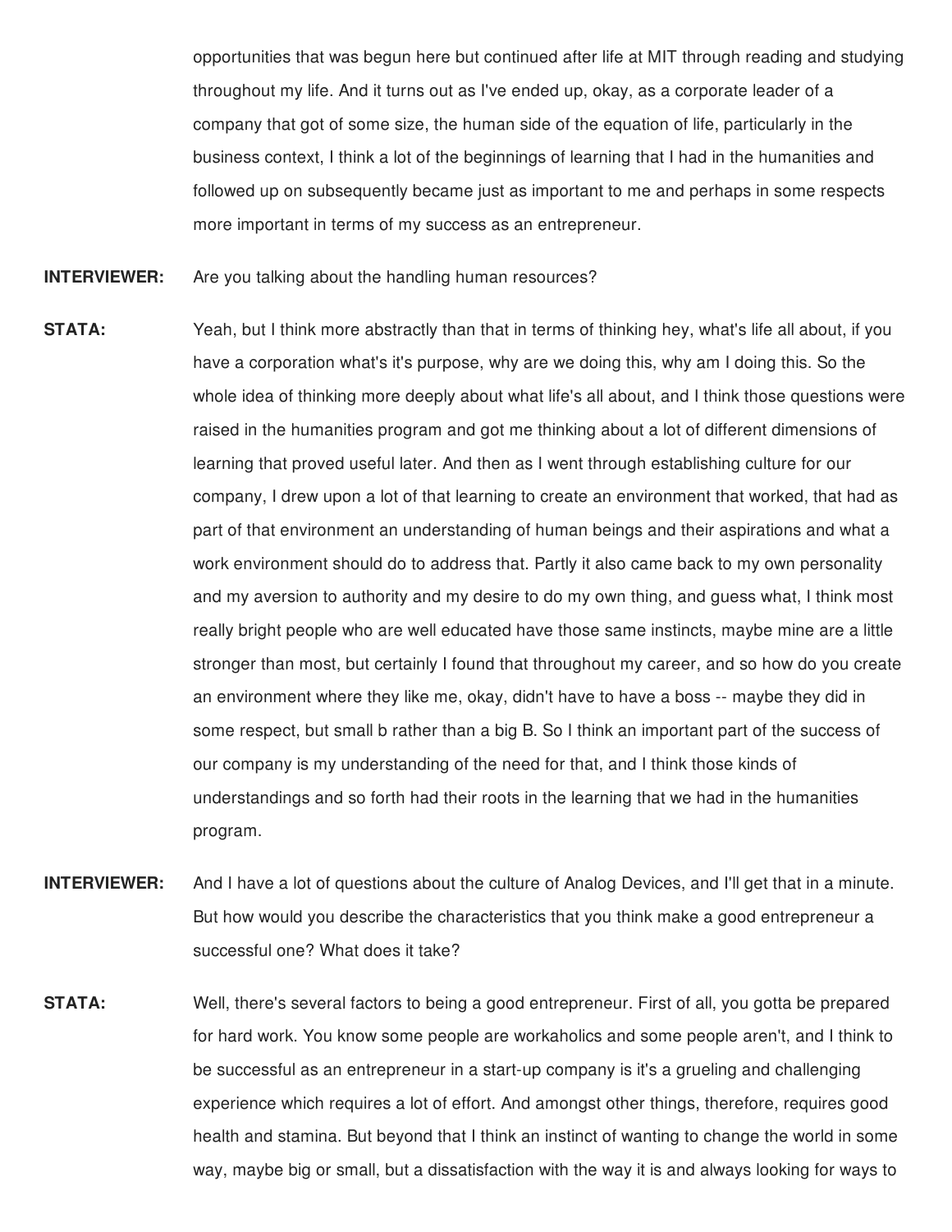opportunities that was begun here but continued after life at MIT through reading and studying throughout my life. And it turns out as I've ended up, okay, as a corporate leader of a company that got of some size, the human side of the equation of life, particularly in the business context, I think a lot of the beginnings of learning that I had in the humanities and followed up on subsequently became just as important to me and perhaps in some respects more important in terms of my success as an entrepreneur.

**INTERVIEWER:** Are you talking about the handling human resources?

**STATA:** Yeah, but I think more abstractly than that in terms of thinking hey, what's life all about, if you have a corporation what's it's purpose, why are we doing this, why am I doing this. So the whole idea of thinking more deeply about what life's all about, and I think those questions were raised in the humanities program and got me thinking about a lot of different dimensions of learning that proved useful later. And then as I went through establishing culture for our company, I drew upon a lot of that learning to create an environment that worked, that had as part of that environment an understanding of human beings and their aspirations and what a work environment should do to address that. Partly it also came back to my own personality and my aversion to authority and my desire to do my own thing, and guess what, I think most really bright people who are well educated have those same instincts, maybe mine are a little stronger than most, but certainly I found that throughout my career, and so how do you create an environment where they like me, okay, didn't have to have a boss -- maybe they did in some respect, but small b rather than a big B. So I think an important part of the success of our company is my understanding of the need for that, and I think those kinds of understandings and so forth had their roots in the learning that we had in the humanities program.

**INTERVIEWER:** And I have a lot of questions about the culture of Analog Devices, and I'll get that in a minute. But how would you describe the characteristics that you think make a good entrepreneur a successful one? What does it take?

**STATA:** Well, there's several factors to being a good entrepreneur. First of all, you gotta be prepared for hard work. You know some people are workaholics and some people aren't, and I think to be successful as an entrepreneur in a start-up company is it's a grueling and challenging experience which requires a lot of effort. And amongst other things, therefore, requires good health and stamina. But beyond that I think an instinct of wanting to change the world in some way, maybe big or small, but a dissatisfaction with the way it is and always looking for ways to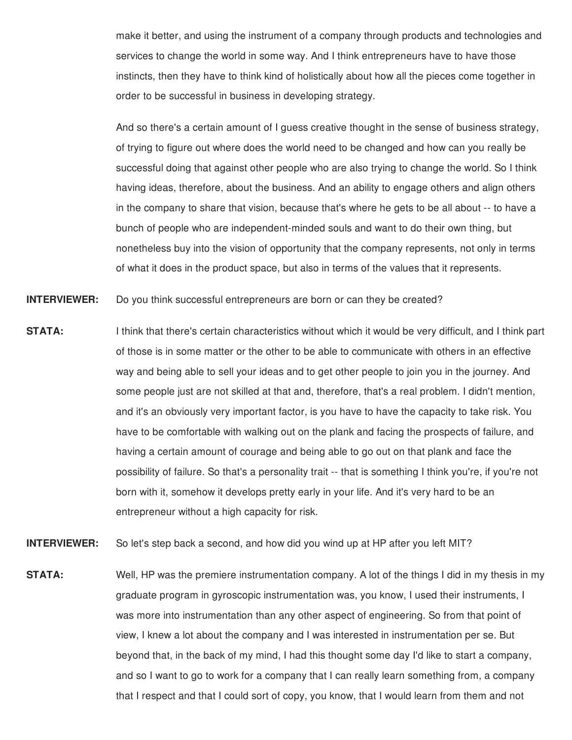make it better, and using the instrument of a company through products and technologies and services to change the world in some way. And I think entrepreneurs have to have those instincts, then they have to think kind of holistically about how all the pieces come together in order to be successful in business in developing strategy.

And so there's a certain amount of I guess creative thought in the sense of business strategy, of trying to figure out where does the world need to be changed and how can you really be successful doing that against other people who are also trying to change the world. So I think having ideas, therefore, about the business. And an ability to engage others and align others in the company to share that vision, because that's where he gets to be all about -- to have a bunch of people who are independent-minded souls and want to do their own thing, but nonetheless buy into the vision of opportunity that the company represents, not only in terms of what it does in the product space, but also in terms of the values that it represents.

**INTERVIEWER:** Do you think successful entrepreneurs are born or can they be created?

**STATA:** I think that there's certain characteristics without which it would be very difficult, and I think part of those is in some matter or the other to be able to communicate with others in an effective way and being able to sell your ideas and to get other people to join you in the journey. And some people just are not skilled at that and, therefore, that's a real problem. I didn't mention, and it's an obviously very important factor, is you have to have the capacity to take risk. You have to be comfortable with walking out on the plank and facing the prospects of failure, and having a certain amount of courage and being able to go out on that plank and face the possibility of failure. So that's a personality trait -- that is something I think you're, if you're not born with it, somehow it develops pretty early in your life. And it's very hard to be an entrepreneur without a high capacity for risk.

**INTERVIEWER:** So let's step back a second, and how did you wind up at HP after you left MIT?

**STATA:** Well, HP was the premiere instrumentation company. A lot of the things I did in my thesis in my graduate program in gyroscopic instrumentation was, you know, I used their instruments, I was more into instrumentation than any other aspect of engineering. So from that point of view, I knew a lot about the company and I was interested in instrumentation per se. But beyond that, in the back of my mind, I had this thought some day I'd like to start a company, and so I want to go to work for a company that I can really learn something from, a company that I respect and that I could sort of copy, you know, that I would learn from them and not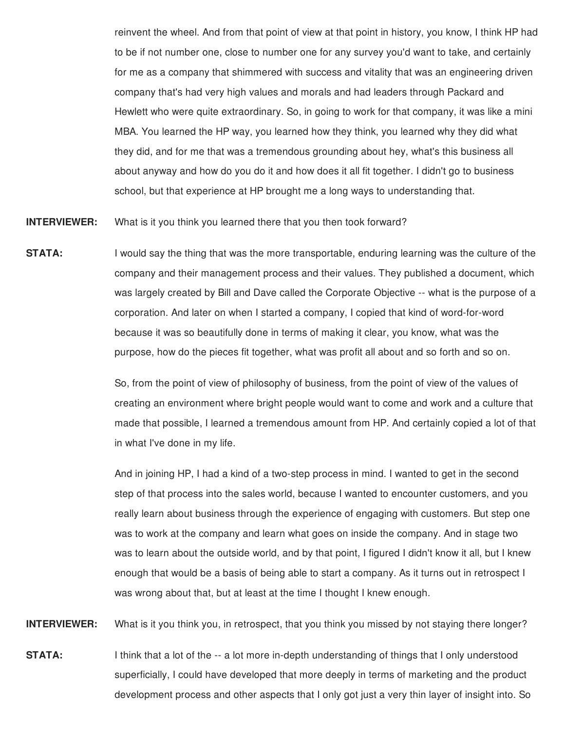reinvent the wheel. And from that point of view at that point in history, you know, I think HP had to be if not number one, close to number one for any survey you'd want to take, and certainly for me as a company that shimmered with success and vitality that was an engineering driven company that's had very high values and morals and had leaders through Packard and Hewlett who were quite extraordinary. So, in going to work for that company, it was like a mini MBA. You learned the HP way, you learned how they think, you learned why they did what they did, and for me that was a tremendous grounding about hey, what's this business all about anyway and how do you do it and how does it all fit together. I didn't go to business school, but that experience at HP brought me a long ways to understanding that.

**INTERVIEWER:** What is it you think you learned there that you then took forward?

**STATA:** I would say the thing that was the more transportable, enduring learning was the culture of the company and their management process and their values. They published a document, which was largely created by Bill and Dave called the Corporate Objective -- what is the purpose of a corporation. And later on when I started a company, I copied that kind of word-for-word because it was so beautifully done in terms of making it clear, you know, what was the purpose, how do the pieces fit together, what was profit all about and so forth and so on.

So, from the point of view of philosophy of business, from the point of view of the values of creating an environment where bright people would want to come and work and a culture that made that possible, I learned a tremendous amount from HP. And certainly copied a lot of that in what I've done in my life.

And in joining HP, I had a kind of a two-step process in mind. I wanted to get in the second step of that process into the sales world, because I wanted to encounter customers, and you really learn about business through the experience of engaging with customers. But step one was to work at the company and learn what goes on inside the company. And in stage two was to learn about the outside world, and by that point, I figured I didn't know it all, but I knew enough that would be a basis of being able to start a company. As it turns out in retrospect I was wrong about that, but at least at the time I thought I knew enough.

**INTERVIEWER:** What is it you think you, in retrospect, that you think you missed by not staying there longer?

**STATA:** I think that a lot of the -- a lot more in-depth understanding of things that I only understood superficially, I could have developed that more deeply in terms of marketing and the product development process and other aspects that I only got just a very thin layer of insight into. So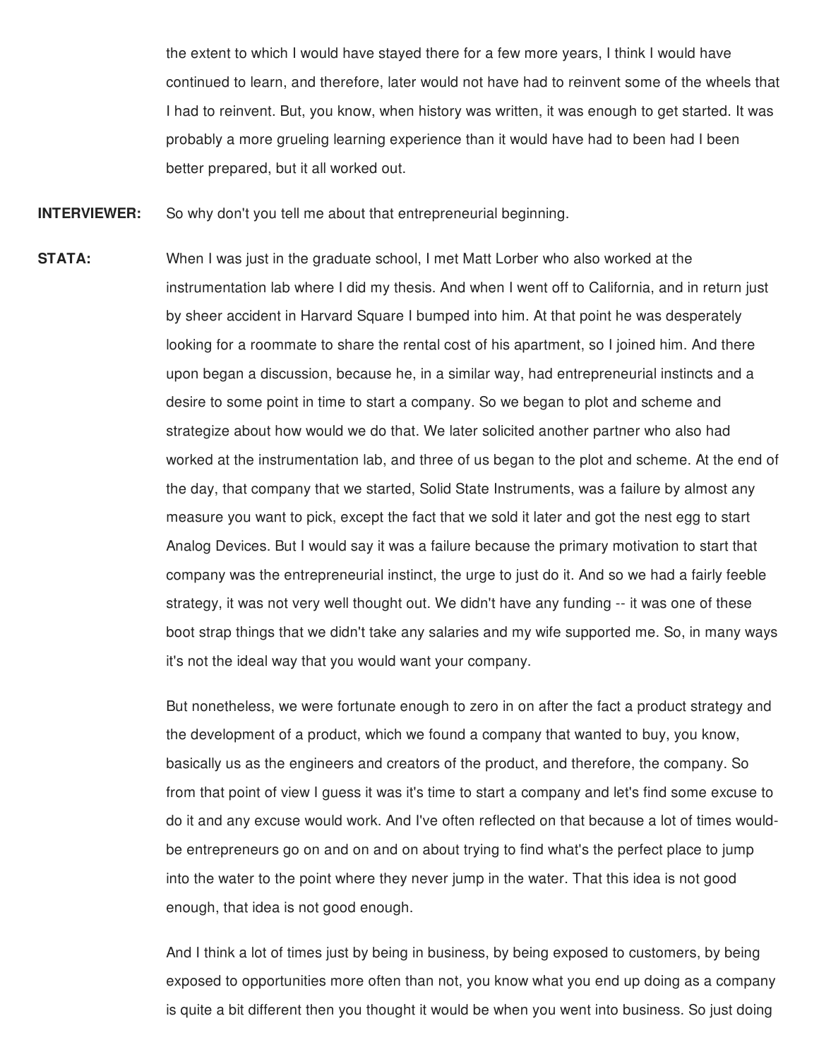the extent to which I would have stayed there for a few more years, I think I would have continued to learn, and therefore, later would not have had to reinvent some of the wheels that I had to reinvent. But, you know, when history was written, it was enough to get started. It was probably a more grueling learning experience than it would have had to been had I been better prepared, but it all worked out.

**INTERVIEWER:** So why don't you tell me about that entrepreneurial beginning.

**STATA:** When I was just in the graduate school, I met Matt Lorber who also worked at the instrumentation lab where I did my thesis. And when I went off to California, and in return just by sheer accident in Harvard Square I bumped into him. At that point he was desperately looking for a roommate to share the rental cost of his apartment, so I joined him. And there upon began a discussion, because he, in a similar way, had entrepreneurial instincts and a desire to some point in time to start a company. So we began to plot and scheme and strategize about how would we do that. We later solicited another partner who also had worked at the instrumentation lab, and three of us began to the plot and scheme. At the end of the day, that company that we started, Solid State Instruments, was a failure by almost any measure you want to pick, except the fact that we sold it later and got the nest egg to start Analog Devices. But I would say it was a failure because the primary motivation to start that company was the entrepreneurial instinct, the urge to just do it. And so we had a fairly feeble strategy, it was not very well thought out. We didn't have any funding -- it was one of these boot strap things that we didn't take any salaries and my wife supported me. So, in many ways it's not the ideal way that you would want your company.

But nonetheless, we were fortunate enough to zero in on after the fact a product strategy and the development of a product, which we found a company that wanted to buy, you know, basically us as the engineers and creators of the product, and therefore, the company. So from that point of view I guess it was it's time to start a company and let's find some excuse to do it and any excuse would work. And I've often reflected on that because a lot of times would-be entrepreneurs go on and on and on about trying to find what's the perfect place to jump into the water to the point where they never jump in the water. That this idea is not good enough, that idea is not good enough.

And I think a lot of times just by being in business, by being exposed to customers, by being exposed to opportunities more often than not, you know what you end up doing as a company is quite a bit different then you thought it would be when you went into business. So just doing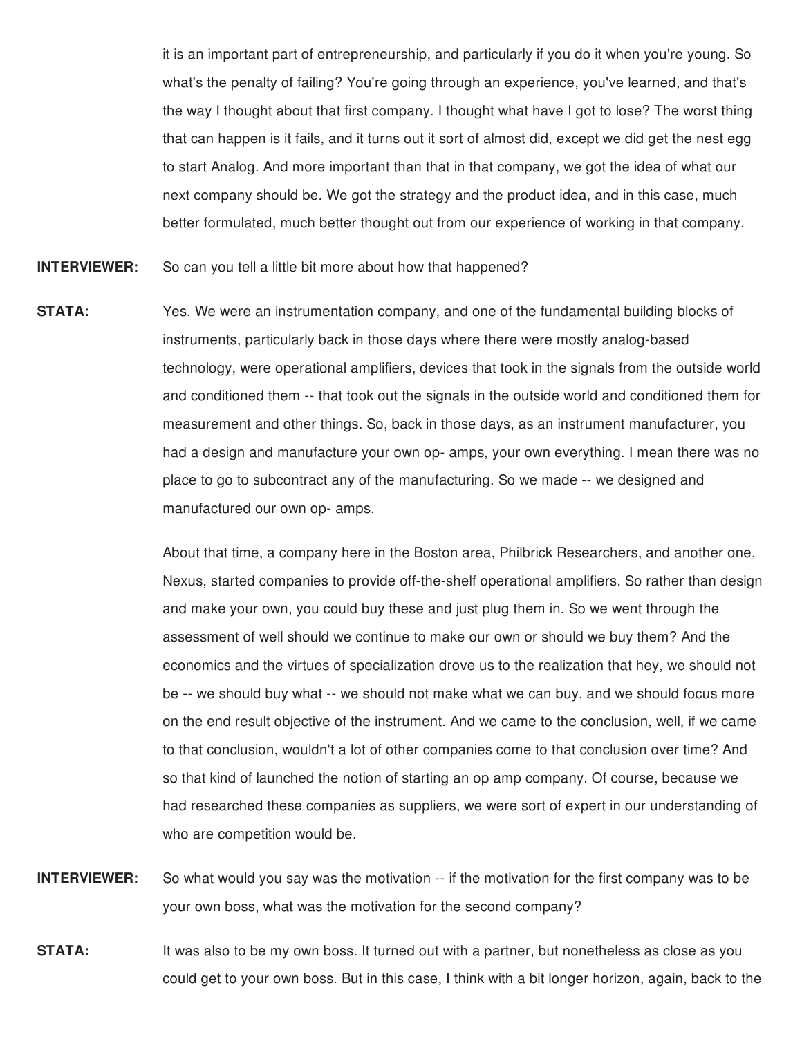it is an important part of entrepreneurship, and particularly if you do it when you're young. So what's the penalty of failing? You're going through an experience, you've learned, and that's the way I thought about that first company. I thought what have I got to lose? The worst thing that can happen is it fails, and it turns out it sort of almost did, except we did get the nest egg to start Analog. And more important than that in that company, we got the idea of what our next company should be. We got the strategy and the product idea, and in this case, much better formulated, much better thought out from our experience of working in that company.

**INTERVIEWER:** So can you tell a little bit more about how that happened?

**STATA:** Yes. We were an instrumentation company, and one of the fundamental building blocks of instruments, particularly back in those days where there were mostly analog-based technology, were operational amplifiers, devices that took in the signals from the outside world and conditioned them -- that took out the signals in the outside world and conditioned them for measurement and other things. So, back in those days, as an instrument manufacturer, you had a design and manufacture your own op- amps, your own everything. I mean there was no place to go to subcontract any of the manufacturing. So we made -- we designed and manufactured our own op- amps.

About that time, a company here in the Boston area, Philbrick Researchers, and another one, Nexus, started companies to provide off-the-shelf operational amplifiers. So rather than design and make your own, you could buy these and just plug them in. So we went through the assessment of well should we continue to make our own or should we buy them? And the economics and the virtues of specialization drove us to the realization that hey, we should not be -- we should buy what -- we should not make what we can buy, and we should focus more on the end result objective of the instrument. And we came to the conclusion, well, if we came to that conclusion, wouldn't a lot of other companies come to that conclusion over time? And so that kind of launched the notion of starting an op amp company. Of course, because we had researched these companies as suppliers, we were sort of expert in our understanding of who are competition would be.

**INTERVIEWER:** So what would you say was the motivation -- if the motivation for the first company was to be your own boss, what was the motivation for the second company?

**STATA:** It was also to be my own boss. It turned out with a partner, but nonetheless as close as you could get to your own boss. But in this case, I think with a bit longer horizon, again, back to the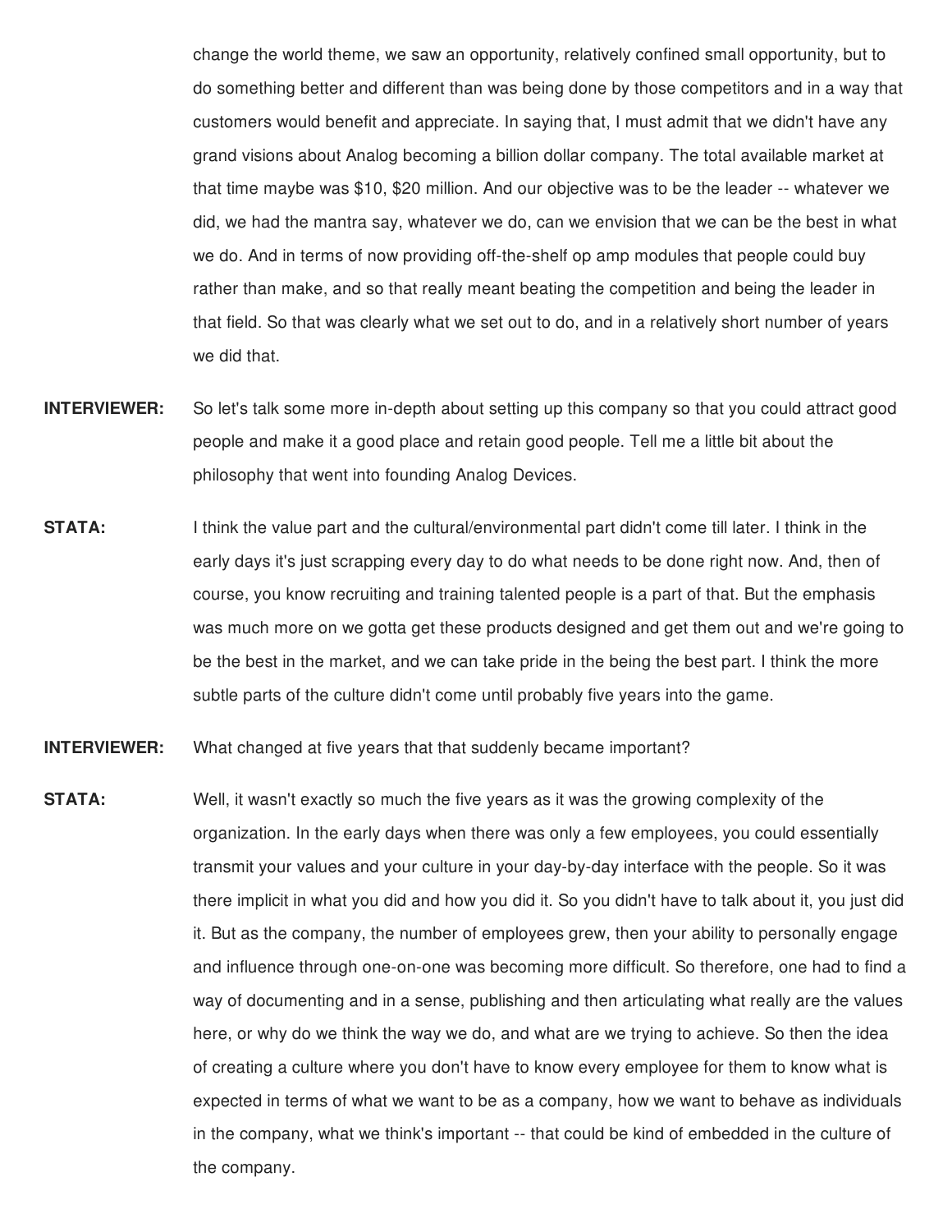change the world theme, we saw an opportunity, relatively confined small opportunity, but to do something better and different than was being done by those competitors and in a way that customers would benefit and appreciate. In saying that, I must admit that we didn't have any grand visions about Analog becoming a billion dollar company. The total available market at that time maybe was $10, $20 million. And our objective was to be the leader -- whatever we did, we had the mantra say, whatever we do, can we envision that we can be the best in what we do. And in terms of now providing off-the-shelf op amp modules that people could buy rather than make, and so that really meant beating the competition and being the leader in that field. So that was clearly what we set out to do, and in a relatively short number of years we did that.

**INTERVIEWER:** So let's talk some more in-depth about setting up this company so that you could attract good people and make it a good place and retain good people. Tell me a little bit about the philosophy that went into founding Analog Devices.

**STATA:** I think the value part and the cultural/environmental part didn't come till later. I think in the early days it's just scrapping every day to do what needs to be done right now. And, then of course, you know recruiting and training talented people is a part of that. But the emphasis was much more on we gotta get these products designed and get them out and we're going to be the best in the market, and we can take pride in the being the best part. I think the more subtle parts of the culture didn't come until probably five years into the game.

**INTERVIEWER:** What changed at five years that that suddenly became important?

**STATA:** Well, it wasn't exactly so much the five years as it was the growing complexity of the organization. In the early days when there was only a few employees, you could essentially transmit your values and your culture in your day-by-day interface with the people. So it was there implicit in what you did and how you did it. So you didn't have to talk about it, you just did it. But as the company, the number of employees grew, then your ability to personally engage and influence through one-on-one was becoming more difficult. So therefore, one had to find a way of documenting and in a sense, publishing and then articulating what really are the values here, or why do we think the way we do, and what are we trying to achieve. So then the idea of creating a culture where you don't have to know every employee for them to know what is expected in terms of what we want to be as a company, how we want to behave as individuals in the company, what we think's important -- that could be kind of embedded in the culture of the company.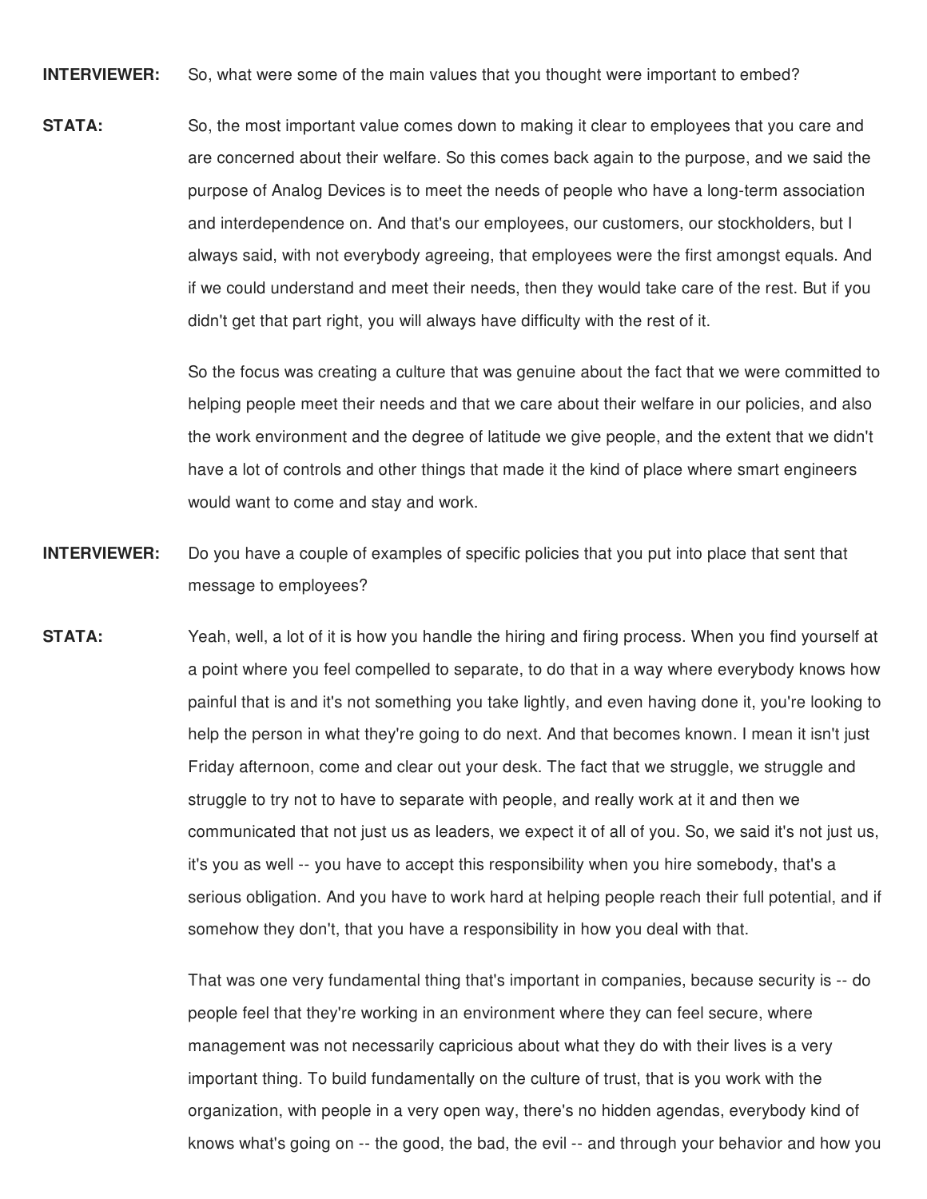**INTERVIEWER:** So, what were some of the main values that you thought were important to embed?

**STATA:** So, the most important value comes down to making it clear to employees that you care and are concerned about their welfare. So this comes back again to the purpose, and we said the purpose of Analog Devices is to meet the needs of people who have a long-term association and interdependence on. And that's our employees, our customers, our stockholders, but I always said, with not everybody agreeing, that employees were the first amongst equals. And if we could understand and meet their needs, then they would take care of the rest. But if you didn't get that part right, you will always have difficulty with the rest of it.

So the focus was creating a culture that was genuine about the fact that we were committed to helping people meet their needs and that we care about their welfare in our policies, and also the work environment and the degree of latitude we give people, and the extent that we didn't have a lot of controls and other things that made it the kind of place where smart engineers would want to come and stay and work.

**INTERVIEWER:** Do you have a couple of examples of specific policies that you put into place that sent that message to employees?

**STATA:** Yeah, well, a lot of it is how you handle the hiring and firing process. When you find yourself at a point where you feel compelled to separate, to do that in a way where everybody knows how painful that is and it's not something you take lightly, and even having done it, you're looking to help the person in what they're going to do next. And that becomes known. I mean it isn't just Friday afternoon, come and clear out your desk. The fact that we struggle, we struggle and struggle to try not to have to separate with people, and really work at it and then we communicated that not just us as leaders, we expect it of all of you. So, we said it's not just us, it's you as well -- you have to accept this responsibility when you hire somebody, that's a serious obligation. And you have to work hard at helping people reach their full potential, and if somehow they don't, that you have a responsibility in how you deal with that.

That was one very fundamental thing that's important in companies, because security is -- do people feel that they're working in an environment where they can feel secure, where management was not necessarily capricious about what they do with their lives is a very important thing. To build fundamentally on the culture of trust, that is you work with the organization, with people in a very open way, there's no hidden agendas, everybody kind of knows what's going on -- the good, the bad, the evil -- and through your behavior and how you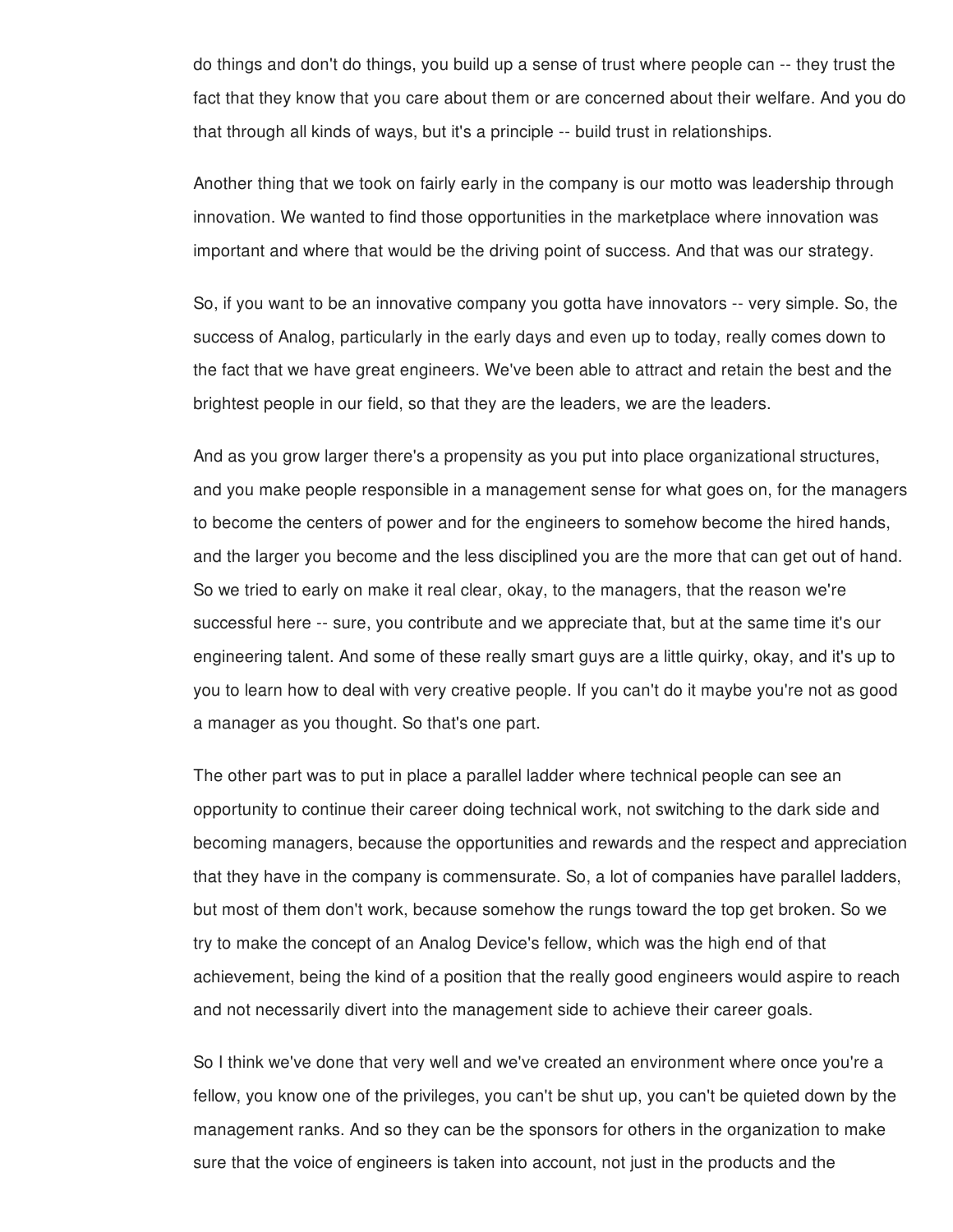do things and don't do things, you build up a sense of trust where people can -- they trust the fact that they know that you care about them or are concerned about their welfare. And you do that through all kinds of ways, but it's a principle -- build trust in relationships.

Another thing that we took on fairly early in the company is our motto was leadership through innovation. We wanted to find those opportunities in the marketplace where innovation was important and where that would be the driving point of success. And that was our strategy.

So, if you want to be an innovative company you gotta have innovators -- very simple. So, the success of Analog, particularly in the early days and even up to today, really comes down to the fact that we have great engineers. We've been able to attract and retain the best and the brightest people in our field, so that they are the leaders, we are the leaders.

And as you grow larger there's a propensity as you put into place organizational structures, and you make people responsible in a management sense for what goes on, for the managers to become the centers of power and for the engineers to somehow become the hired hands, and the larger you become and the less disciplined you are the more that can get out of hand. So we tried to early on make it real clear, okay, to the managers, that the reason we're successful here -- sure, you contribute and we appreciate that, but at the same time it's our engineering talent. And some of these really smart guys are a little quirky, okay, and it's up to you to learn how to deal with very creative people. If you can't do it maybe you're not as good a manager as you thought. So that's one part.

The other part was to put in place a parallel ladder where technical people can see an opportunity to continue their career doing technical work, not switching to the dark side and becoming managers, because the opportunities and rewards and the respect and appreciation that they have in the company is commensurate. So, a lot of companies have parallel ladders, but most of them don't work, because somehow the rungs toward the top get broken. So we try to make the concept of an Analog Device's fellow, which was the high end of that achievement, being the kind of a position that the really good engineers would aspire to reach and not necessarily divert into the management side to achieve their career goals.

So I think we've done that very well and we've created an environment where once you're a fellow, you know one of the privileges, you can't be shut up, you can't be quieted down by the management ranks. And so they can be the sponsors for others in the organization to make sure that the voice of engineers is taken into account, not just in the products and the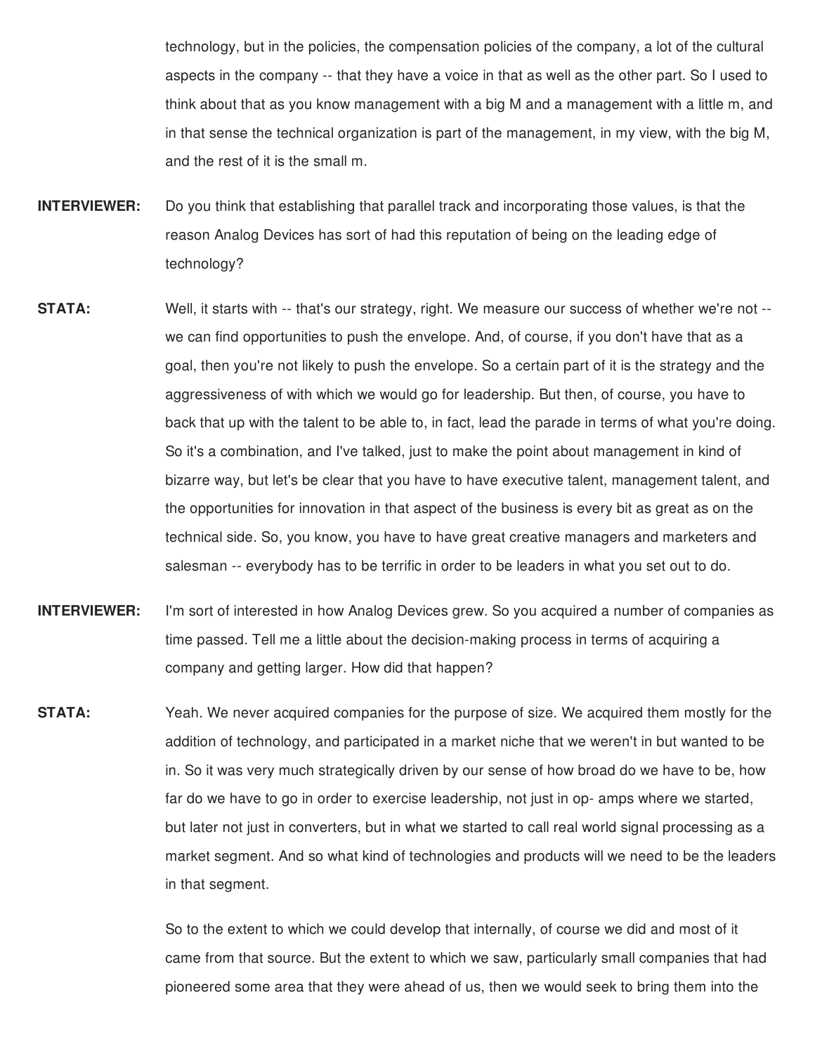technology, but in the policies, the compensation policies of the company, a lot of the cultural aspects in the company -- that they have a voice in that as well as the other part. So I used to think about that as you know management with a big M and a management with a little m, and in that sense the technical organization is part of the management, in my view, with the big M, and the rest of it is the small m.

**INTERVIEWER:** Do you think that establishing that parallel track and incorporating those values, is that the reason Analog Devices has sort of had this reputation of being on the leading edge of technology?

**STATA:** Well, it starts with -- that's our strategy, right. We measure our success of whether we're not -- we can find opportunities to push the envelope. And, of course, if you don't have that as a goal, then you're not likely to push the envelope. So a certain part of it is the strategy and the aggressiveness of with which we would go for leadership. But then, of course, you have to back that up with the talent to be able to, in fact, lead the parade in terms of what you're doing. So it's a combination, and I've talked, just to make the point about management in kind of bizarre way, but let's be clear that you have to have executive talent, management talent, and the opportunities for innovation in that aspect of the business is every bit as great as on the technical side. So, you know, you have to have great creative managers and marketers and salesman -- everybody has to be terrific in order to be leaders in what you set out to do.

**INTERVIEWER:** I'm sort of interested in how Analog Devices grew. So you acquired a number of companies as time passed. Tell me a little about the decision-making process in terms of acquiring a company and getting larger. How did that happen?

**STATA:** Yeah. We never acquired companies for the purpose of size. We acquired them mostly for the addition of technology, and participated in a market niche that we weren't in but wanted to be in. So it was very much strategically driven by our sense of how broad do we have to be, how far do we have to go in order to exercise leadership, not just in op- amps where we started, but later not just in converters, but in what we started to call real world signal processing as a market segment. And so what kind of technologies and products will we need to be the leaders in that segment.

So to the extent to which we could develop that internally, of course we did and most of it came from that source. But the extent to which we saw, particularly small companies that had pioneered some area that they were ahead of us, then we would seek to bring them into the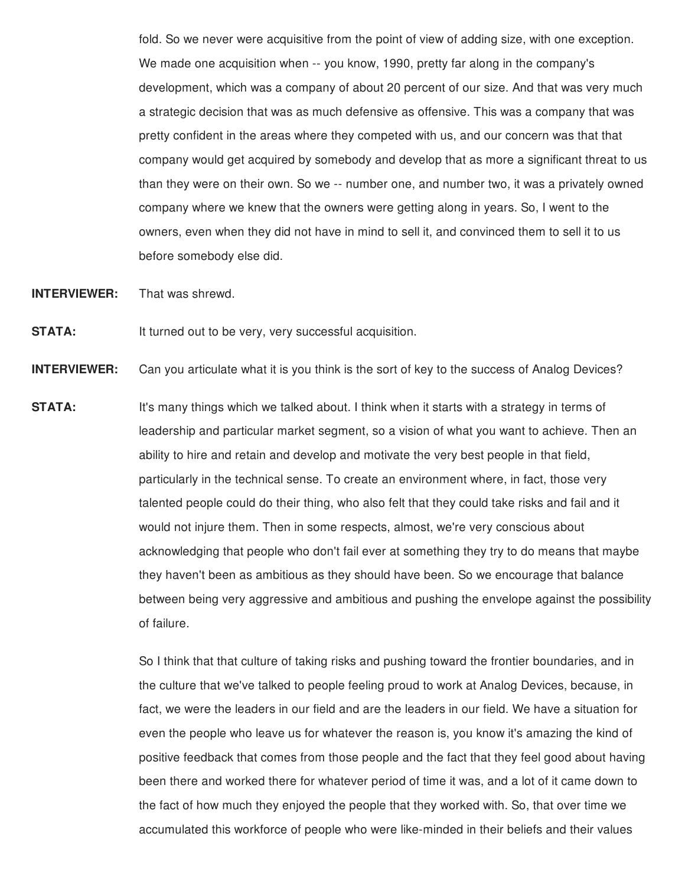fold. So we never were acquisitive from the point of view of adding size, with one exception. We made one acquisition when -- you know, 1990, pretty far along in the company's development, which was a company of about 20 percent of our size. And that was very much a strategic decision that was as much defensive as offensive. This was a company that was pretty confident in the areas where they competed with us, and our concern was that that company would get acquired by somebody and develop that as more a significant threat to us than they were on their own. So we -- number one, and number two, it was a privately owned company where we knew that the owners were getting along in years. So, I went to the owners, even when they did not have in mind to sell it, and convinced them to sell it to us before somebody else did.

**INTERVIEWER:** That was shrewd.

**STATA:** It turned out to be very, very successful acquisition.

**INTERVIEWER:** Can you articulate what it is you think is the sort of key to the success of Analog Devices?

**STATA:** It's many things which we talked about. I think when it starts with a strategy in terms of leadership and particular market segment, so a vision of what you want to achieve. Then an ability to hire and retain and develop and motivate the very best people in that field, particularly in the technical sense. To create an environment where, in fact, those very talented people could do their thing, who also felt that they could take risks and fail and it would not injure them. Then in some respects, almost, we're very conscious about acknowledging that people who don't fail ever at something they try to do means that maybe they haven't been as ambitious as they should have been. So we encourage that balance between being very aggressive and ambitious and pushing the envelope against the possibility of failure.

So I think that that culture of taking risks and pushing toward the frontier boundaries, and in the culture that we've talked to people feeling proud to work at Analog Devices, because, in fact, we were the leaders in our field and are the leaders in our field. We have a situation for even the people who leave us for whatever the reason is, you know it's amazing the kind of positive feedback that comes from those people and the fact that they feel good about having been there and worked there for whatever period of time it was, and a lot of it came down to the fact of how much they enjoyed the people that they worked with. So, that over time we accumulated this workforce of people who were like-minded in their beliefs and their values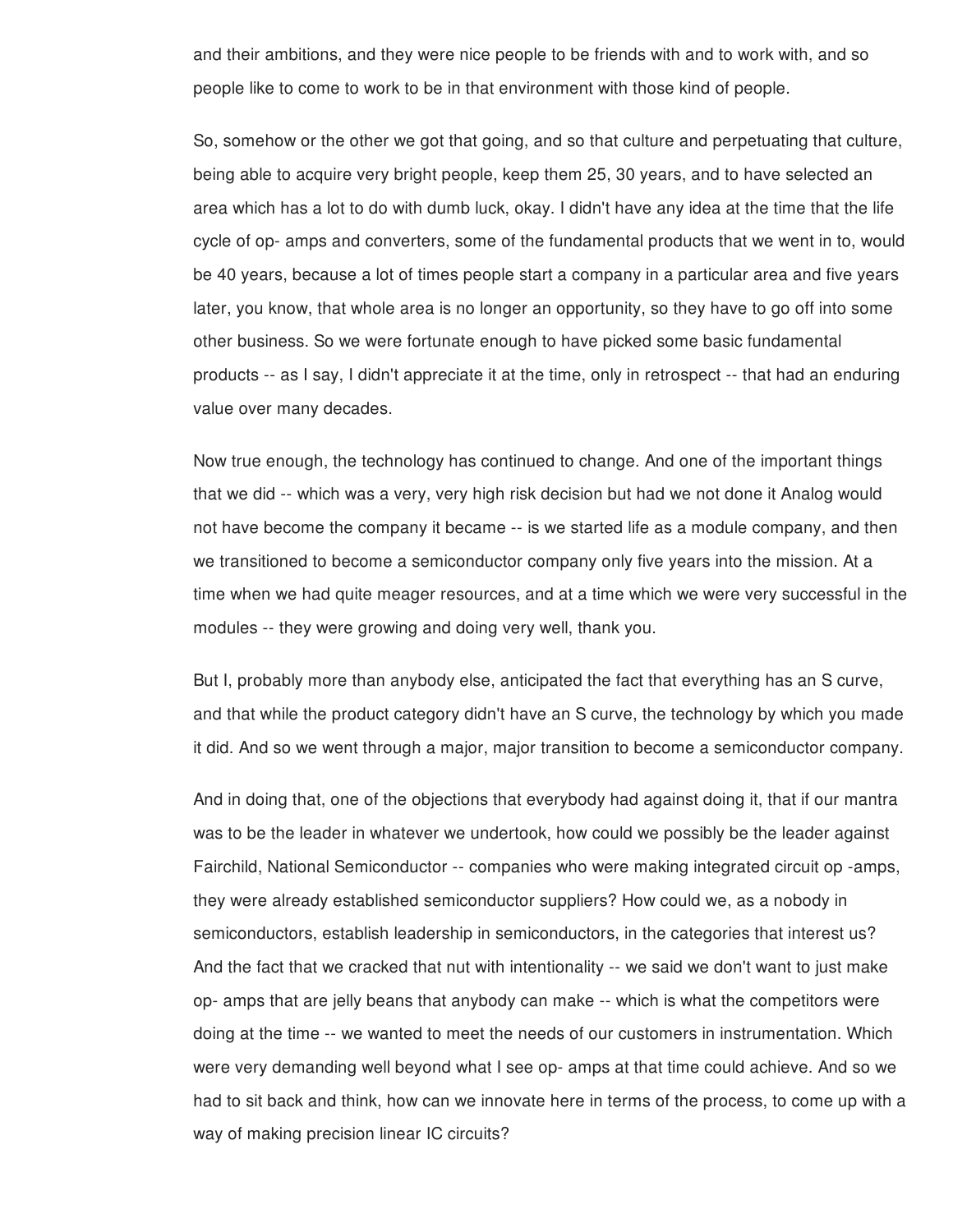and their ambitions, and they were nice people to be friends with and to work with, and so people like to come to work to be in that environment with those kind of people.

So, somehow or the other we got that going, and so that culture and perpetuating that culture, being able to acquire very bright people, keep them 25, 30 years, and to have selected an area which has a lot to do with dumb luck, okay. I didn't have any idea at the time that the life cycle of op- amps and converters, some of the fundamental products that we went in to, would be 40 years, because a lot of times people start a company in a particular area and five years later, you know, that whole area is no longer an opportunity, so they have to go off into some other business. So we were fortunate enough to have picked some basic fundamental products -- as I say, I didn't appreciate it at the time, only in retrospect -- that had an enduring value over many decades.

Now true enough, the technology has continued to change. And one of the important things that we did -- which was a very, very high risk decision but had we not done it Analog would not have become the company it became -- is we started life as a module company, and then we transitioned to become a semiconductor company only five years into the mission. At a time when we had quite meager resources, and at a time which we were very successful in the modules -- they were growing and doing very well, thank you.

But I, probably more than anybody else, anticipated the fact that everything has an S curve, and that while the product category didn't have an S curve, the technology by which you made it did. And so we went through a major, major transition to become a semiconductor company.

And in doing that, one of the objections that everybody had against doing it, that if our mantra was to be the leader in whatever we undertook, how could we possibly be the leader against Fairchild, National Semiconductor -- companies who were making integrated circuit op -amps, they were already established semiconductor suppliers? How could we, as a nobody in semiconductors, establish leadership in semiconductors, in the categories that interest us? And the fact that we cracked that nut with intentionality -- we said we don't want to just make op- amps that are jelly beans that anybody can make -- which is what the competitors were doing at the time -- we wanted to meet the needs of our customers in instrumentation. Which were very demanding well beyond what I see op- amps at that time could achieve. And so we had to sit back and think, how can we innovate here in terms of the process, to come up with a way of making precision linear IC circuits?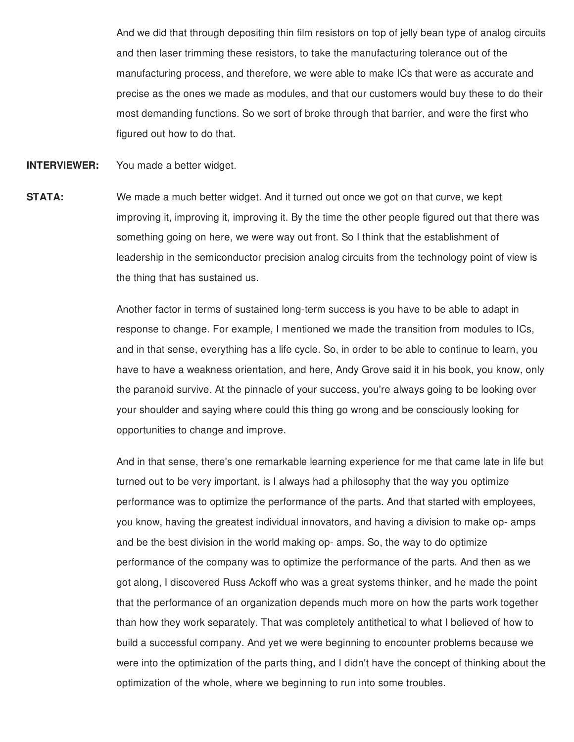And we did that through depositing thin film resistors on top of jelly bean type of analog circuits and then laser trimming these resistors, to take the manufacturing tolerance out of the manufacturing process, and therefore, we were able to make ICs that were as accurate and precise as the ones we made as modules, and that our customers would buy these to do their most demanding functions. So we sort of broke through that barrier, and were the first who figured out how to do that.

**INTERVIEWER:** You made a better widget.

**STATA:** We made a much better widget. And it turned out once we got on that curve, we kept improving it, improving it, improving it. By the time the other people figured out that there was something going on here, we were way out front. So I think that the establishment of leadership in the semiconductor precision analog circuits from the technology point of view is the thing that has sustained us.

Another factor in terms of sustained long-term success is you have to be able to adapt in response to change. For example, I mentioned we made the transition from modules to ICs, and in that sense, everything has a life cycle. So, in order to be able to continue to learn, you have to have a weakness orientation, and here, Andy Grove said it in his book, you know, only the paranoid survive. At the pinnacle of your success, you're always going to be looking over your shoulder and saying where could this thing go wrong and be consciously looking for opportunities to change and improve.

And in that sense, there's one remarkable learning experience for me that came late in life but turned out to be very important, is I always had a philosophy that the way you optimize performance was to optimize the performance of the parts. And that started with employees, you know, having the greatest individual innovators, and having a division to make op- amps and be the best division in the world making op- amps. So, the way to do optimize performance of the company was to optimize the performance of the parts. And then as we got along, I discovered Russ Ackoff who was a great systems thinker, and he made the point that the performance of an organization depends much more on how the parts work together than how they work separately. That was completely antithetical to what I believed of how to build a successful company. And yet we were beginning to encounter problems because we were into the optimization of the parts thing, and I didn't have the concept of thinking about the optimization of the whole, where we beginning to run into some troubles.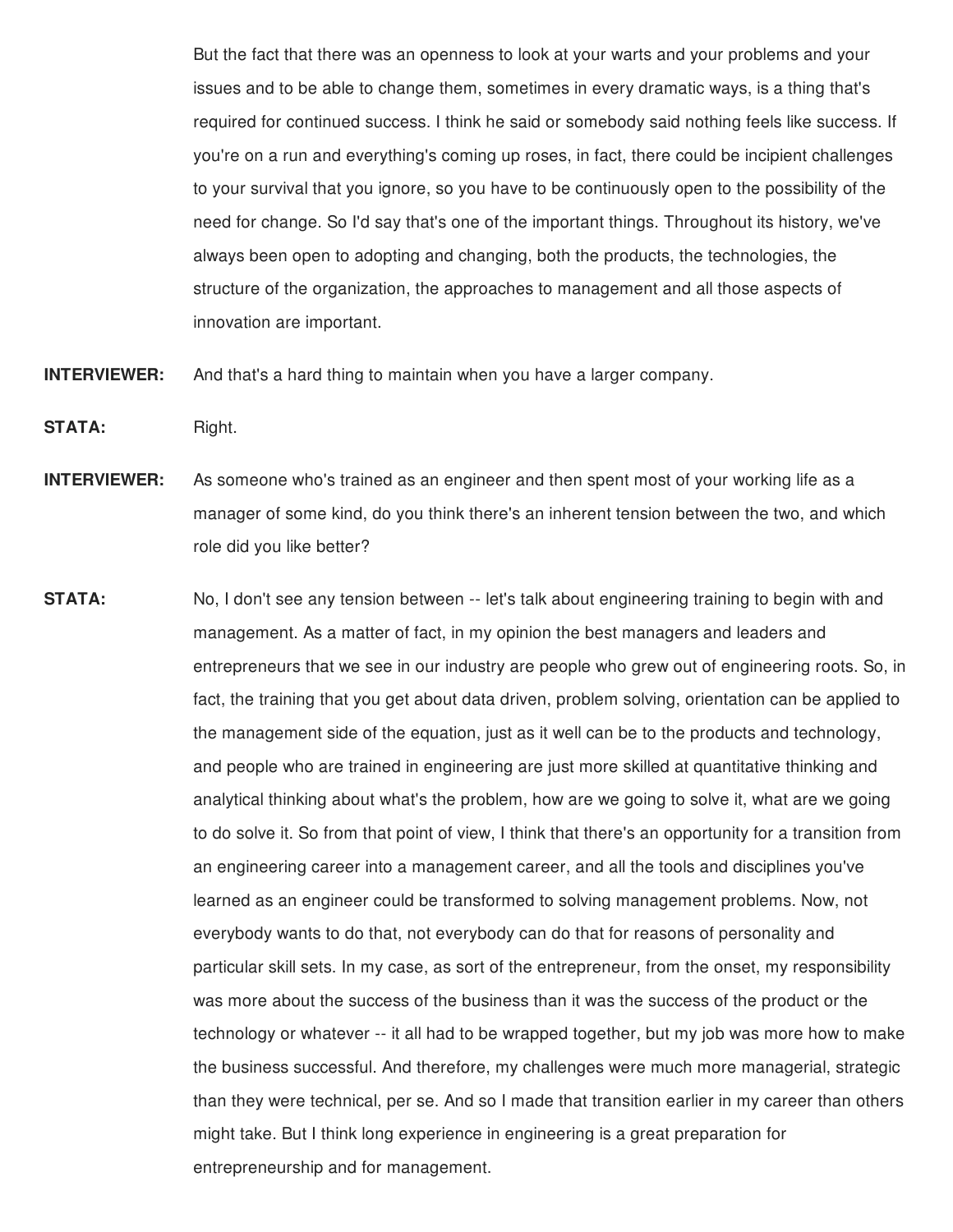But the fact that there was an openness to look at your warts and your problems and your issues and to be able to change them, sometimes in every dramatic ways, is a thing that's required for continued success. I think he said or somebody said nothing feels like success. If you're on a run and everything's coming up roses, in fact, there could be incipient challenges to your survival that you ignore, so you have to be continuously open to the possibility of the need for change. So I'd say that's one of the important things. Throughout its history, we've always been open to adopting and changing, both the products, the technologies, the structure of the organization, the approaches to management and all those aspects of innovation are important.

**INTERVIEWER:** And that's a hard thing to maintain when you have a larger company.

**STATA:** Right.

**INTERVIEWER:** As someone who's trained as an engineer and then spent most of your working life as a manager of some kind, do you think there's an inherent tension between the two, and which role did you like better?

**STATA:** No, I don't see any tension between -- let's talk about engineering training to begin with and management. As a matter of fact, in my opinion the best managers and leaders and entrepreneurs that we see in our industry are people who grew out of engineering roots. So, in fact, the training that you get about data driven, problem solving, orientation can be applied to the management side of the equation, just as it well can be to the products and technology, and people who are trained in engineering are just more skilled at quantitative thinking and analytical thinking about what's the problem, how are we going to solve it, what are we going to do solve it. So from that point of view, I think that there's an opportunity for a transition from an engineering career into a management career, and all the tools and disciplines you've learned as an engineer could be transformed to solving management problems. Now, not everybody wants to do that, not everybody can do that for reasons of personality and particular skill sets. In my case, as sort of the entrepreneur, from the onset, my responsibility was more about the success of the business than it was the success of the product or the technology or whatever -- it all had to be wrapped together, but my job was more how to make the business successful. And therefore, my challenges were much more managerial, strategic than they were technical, per se. And so I made that transition earlier in my career than others might take. But I think long experience in engineering is a great preparation for entrepreneurship and for management.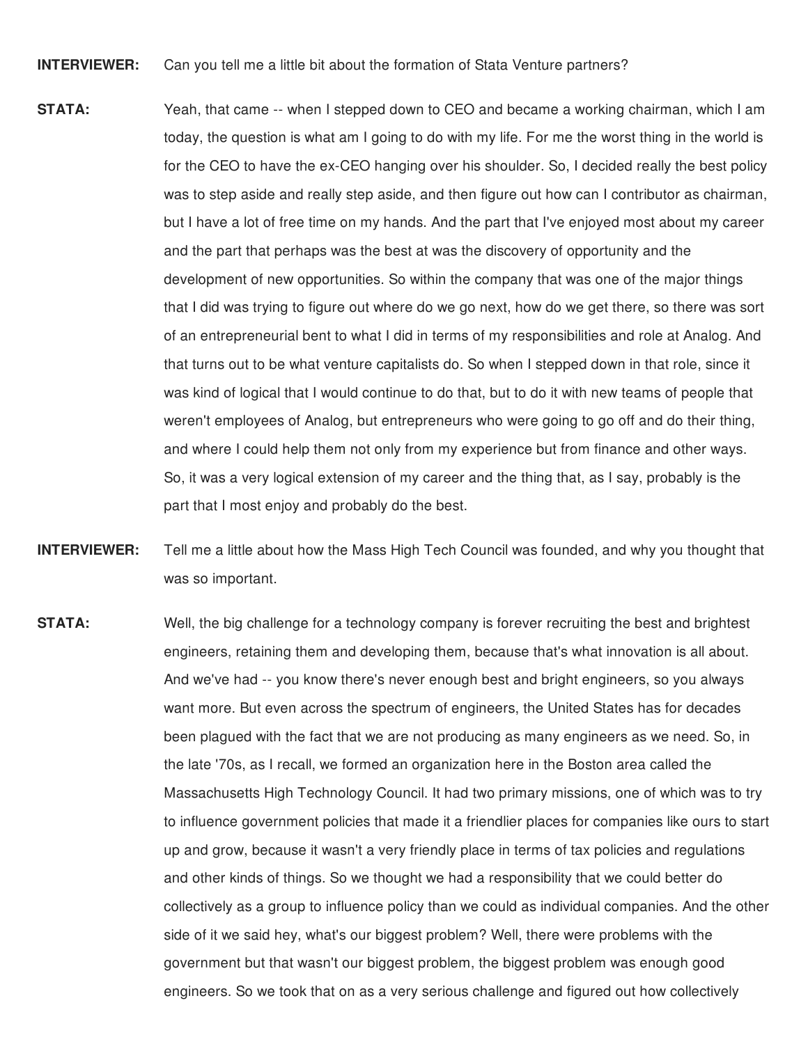**INTERVIEWER:** Can you tell me a little bit about the formation of Stata Venture partners?

**STATA:** Yeah, that came -- when I stepped down to CEO and became a working chairman, which I am today, the question is what am I going to do with my life. For me the worst thing in the world is for the CEO to have the ex-CEO hanging over his shoulder. So, I decided really the best policy was to step aside and really step aside, and then figure out how can I contributor as chairman, but I have a lot of free time on my hands. And the part that I've enjoyed most about my career and the part that perhaps was the best at was the discovery of opportunity and the development of new opportunities. So within the company that was one of the major things that I did was trying to figure out where do we go next, how do we get there, so there was sort of an entrepreneurial bent to what I did in terms of my responsibilities and role at Analog. And that turns out to be what venture capitalists do. So when I stepped down in that role, since it was kind of logical that I would continue to do that, but to do it with new teams of people that weren't employees of Analog, but entrepreneurs who were going to go off and do their thing, and where I could help them not only from my experience but from finance and other ways. So, it was a very logical extension of my career and the thing that, as I say, probably is the part that I most enjoy and probably do the best.

**INTERVIEWER:** Tell me a little about how the Mass High Tech Council was founded, and why you thought that was so important.

**STATA:** Well, the big challenge for a technology company is forever recruiting the best and brightest engineers, retaining them and developing them, because that's what innovation is all about. And we've had -- you know there's never enough best and bright engineers, so you always want more. But even across the spectrum of engineers, the United States has for decades been plagued with the fact that we are not producing as many engineers as we need. So, in the late '70s, as I recall, we formed an organization here in the Boston area called the Massachusetts High Technology Council. It had two primary missions, one of which was to try to influence government policies that made it a friendlier places for companies like ours to start up and grow, because it wasn't a very friendly place in terms of tax policies and regulations and other kinds of things. So we thought we had a responsibility that we could better do collectively as a group to influence policy than we could as individual companies. And the other side of it we said hey, what's our biggest problem? Well, there were problems with the government but that wasn't our biggest problem, the biggest problem was enough good engineers. So we took that on as a very serious challenge and figured out how collectively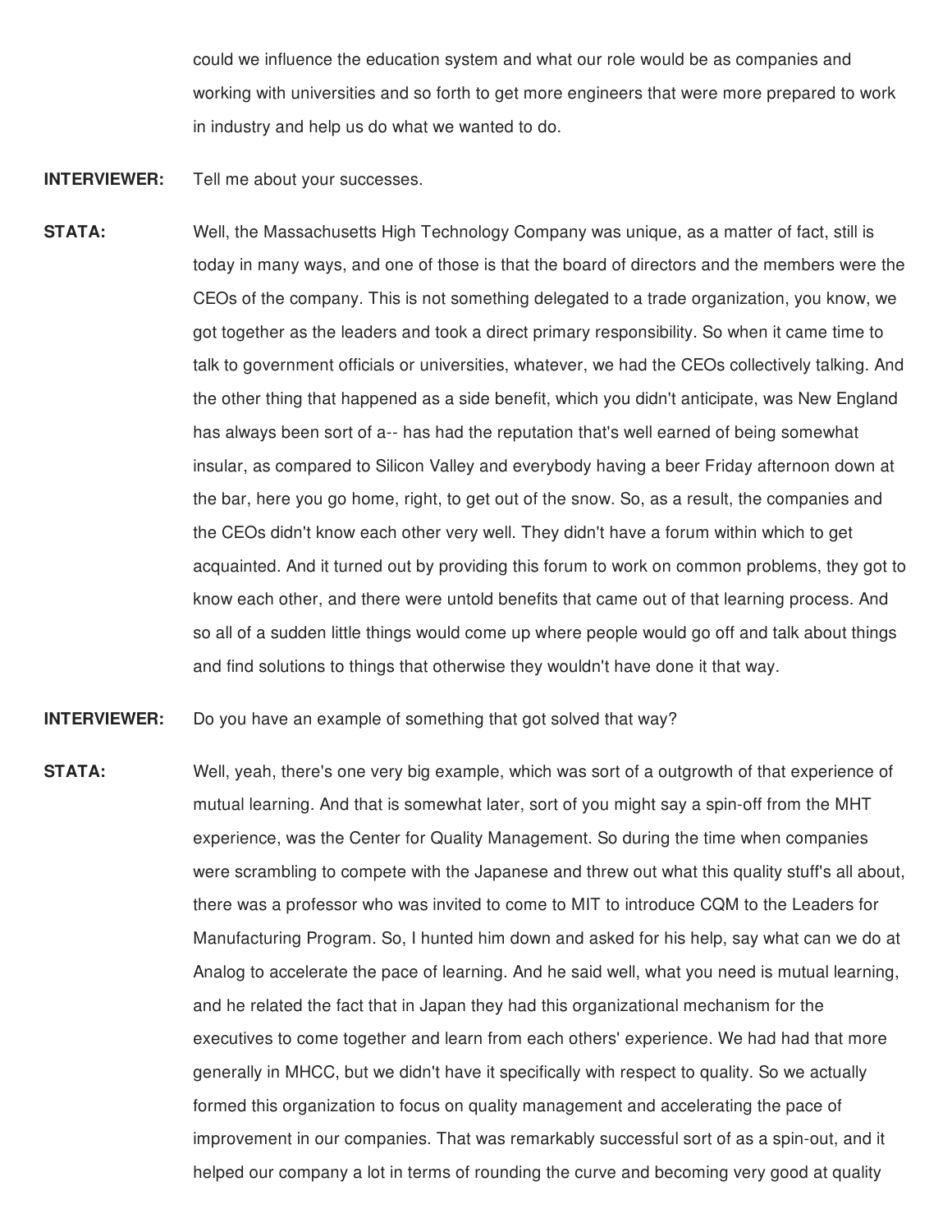could we influence the education system and what our role would be as companies and working with universities and so forth to get more engineers that were more prepared to work in industry and help us do what we wanted to do.

**INTERVIEWER:** Tell me about your successes.

**STATA:** Well, the Massachusetts High Technology Company was unique, as a matter of fact, still is today in many ways, and one of those is that the board of directors and the members were the CEOs of the company. This is not something delegated to a trade organization, you know, we got together as the leaders and took a direct primary responsibility. So when it came time to talk to government officials or universities, whatever, we had the CEOs collectively talking. And the other thing that happened as a side benefit, which you didn't anticipate, was New England has always been sort of a-- has had the reputation that's well earned of being somewhat insular, as compared to Silicon Valley and everybody having a beer Friday afternoon down at the bar, here you go home, right, to get out of the snow. So, as a result, the companies and the CEOs didn't know each other very well. They didn't have a forum within which to get acquainted. And it turned out by providing this forum to work on common problems, they got to know each other, and there were untold benefits that came out of that learning process. And so all of a sudden little things would come up where people would go off and talk about things and find solutions to things that otherwise they wouldn't have done it that way.

**INTERVIEWER:** Do you have an example of something that got solved that way?

**STATA:** Well, yeah, there's one very big example, which was sort of a outgrowth of that experience of mutual learning. And that is somewhat later, sort of you might say a spin-off from the MHT experience, was the Center for Quality Management. So during the time when companies were scrambling to compete with the Japanese and threw out what this quality stuff's all about, there was a professor who was invited to come to MIT to introduce CQM to the Leaders for Manufacturing Program. So, I hunted him down and asked for his help, say what can we do at Analog to accelerate the pace of learning. And he said well, what you need is mutual learning, and he related the fact that in Japan they had this organizational mechanism for the executives to come together and learn from each others' experience. We had had that more generally in MHCC, but we didn't have it specifically with respect to quality. So we actually formed this organization to focus on quality management and accelerating the pace of improvement in our companies. That was remarkably successful sort of as a spin-out, and it helped our company a lot in terms of rounding the curve and becoming very good at quality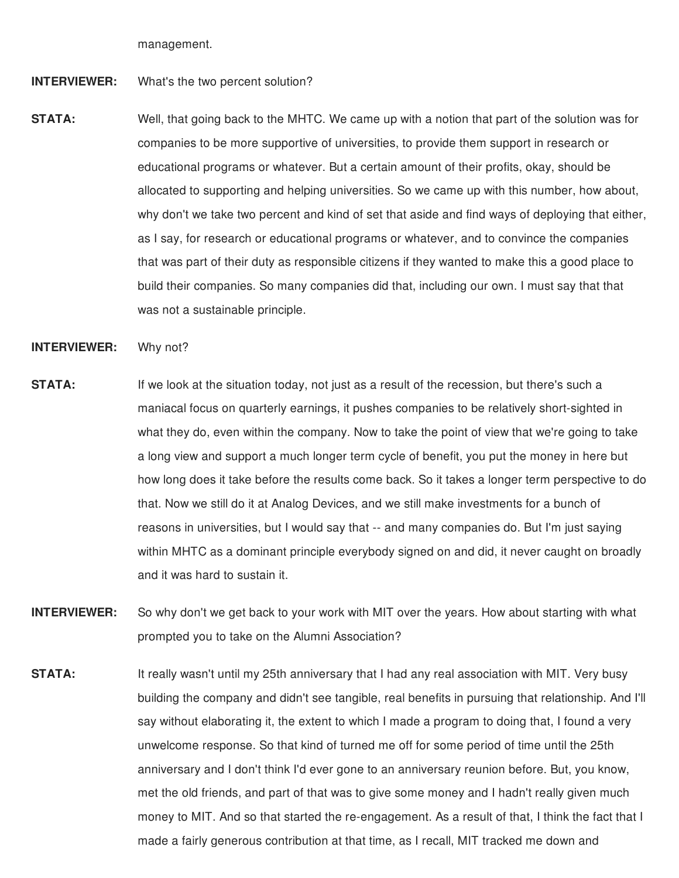management.

**INTERVIEWER:** What's the two percent solution?

**STATA:** Well, that going back to the MHTC. We came up with a notion that part of the solution was for companies to be more supportive of universities, to provide them support in research or educational programs or whatever. But a certain amount of their profits, okay, should be allocated to supporting and helping universities. So we came up with this number, how about, why don't we take two percent and kind of set that aside and find ways of deploying that either, as I say, for research or educational programs or whatever, and to convince the companies that was part of their duty as responsible citizens if they wanted to make this a good place to build their companies. So many companies did that, including our own. I must say that that was not a sustainable principle.

**INTERVIEWER:** Why not?

**STATA:** If we look at the situation today, not just as a result of the recession, but there's such a maniacal focus on quarterly earnings, it pushes companies to be relatively short-sighted in what they do, even within the company. Now to take the point of view that we're going to take a long view and support a much longer term cycle of benefit, you put the money in here but how long does it take before the results come back. So it takes a longer term perspective to do that. Now we still do it at Analog Devices, and we still make investments for a bunch of reasons in universities, but I would say that -- and many companies do. But I'm just saying within MHTC as a dominant principle everybody signed on and did, it never caught on broadly and it was hard to sustain it.

**INTERVIEWER:** So why don't we get back to your work with MIT over the years. How about starting with what prompted you to take on the Alumni Association?

**STATA:** It really wasn't until my 25th anniversary that I had any real association with MIT. Very busy building the company and didn't see tangible, real benefits in pursuing that relationship. And I'll say without elaborating it, the extent to which I made a program to doing that, I found a very unwelcome response. So that kind of turned me off for some period of time until the 25th anniversary and I don't think I'd ever gone to an anniversary reunion before. But, you know, met the old friends, and part of that was to give some money and I hadn't really given much money to MIT. And so that started the re-engagement. As a result of that, I think the fact that I made a fairly generous contribution at that time, as I recall, MIT tracked me down and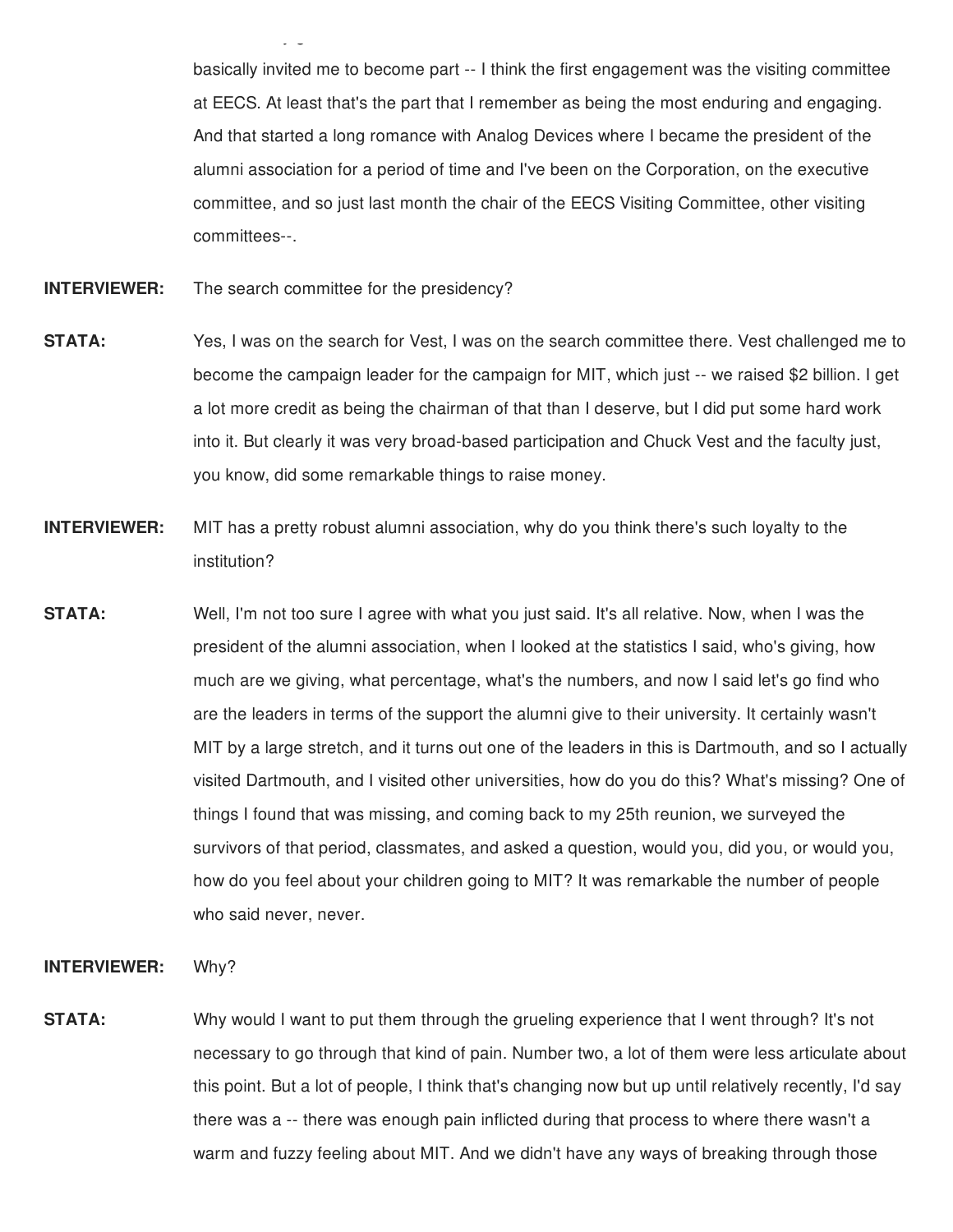basically invited me to become part -- I think the first engagement was the visiting committee at EECS. At least that's the part that I remember as being the most enduring and engaging. And that started a long romance with Analog Devices where I became the president of the alumni association for a period of time and I've been on the Corporation, on the executive committee, and so just last month the chair of the EECS Visiting Committee, other visiting committees--.

**INTERVIEWER:** The search committee for the presidency?

**STATA:** Yes, I was on the search for Vest, I was on the search committee there. Vest challenged me to become the campaign leader for the campaign for MIT, which just -- we raised $2 billion. I get a lot more credit as being the chairman of that than I deserve, but I did put some hard work into it. But clearly it was very broad-based participation and Chuck Vest and the faculty just, you know, did some remarkable things to raise money.

**INTERVIEWER:** MIT has a pretty robust alumni association, why do you think there's such loyalty to the institution?

**STATA:** Well, I'm not too sure I agree with what you just said. It's all relative. Now, when I was the president of the alumni association, when I looked at the statistics I said, who's giving, how much are we giving, what percentage, what's the numbers, and now I said let's go find who are the leaders in terms of the support the alumni give to their university. It certainly wasn't MIT by a large stretch, and it turns out one of the leaders in this is Dartmouth, and so I actually visited Dartmouth, and I visited other universities, how do you do this? What's missing? One of things I found that was missing, and coming back to my 25th reunion, we surveyed the survivors of that period, classmates, and asked a question, would you, did you, or would you, how do you feel about your children going to MIT? It was remarkable the number of people who said never, never.

**INTERVIEWER:** Why?

**STATA:** Why would I want to put them through the grueling experience that I went through? It's not necessary to go through that kind of pain. Number two, a lot of them were less articulate about this point. But a lot of people, I think that's changing now but up until relatively recently, I'd say there was a -- there was enough pain inflicted during that process to where there wasn't a warm and fuzzy feeling about MIT. And we didn't have any ways of breaking through those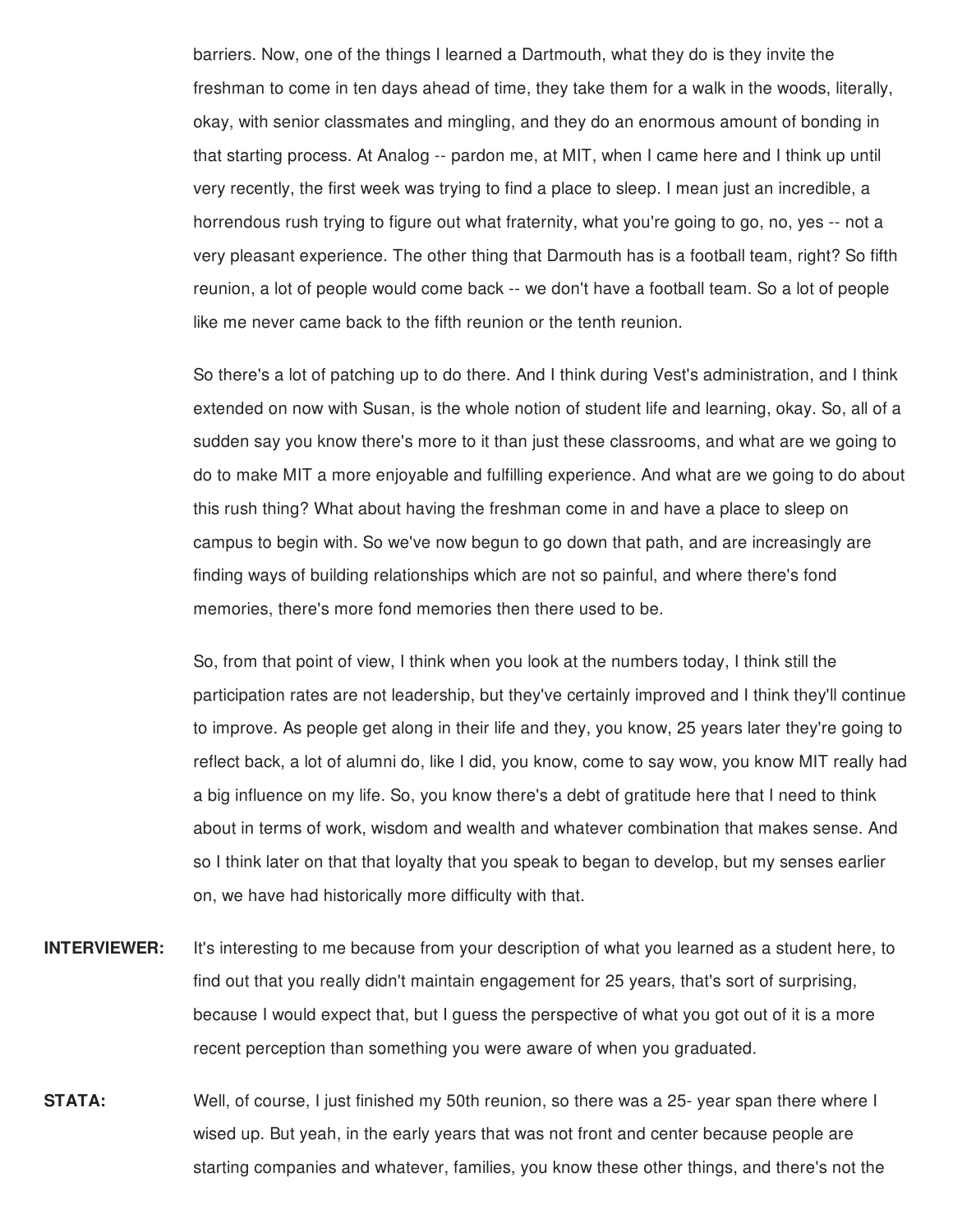barriers. Now, one of the things I learned a Dartmouth, what they do is they invite the freshman to come in ten days ahead of time, they take them for a walk in the woods, literally, okay, with senior classmates and mingling, and they do an enormous amount of bonding in that starting process. At Analog -- pardon me, at MIT, when I came here and I think up until very recently, the first week was trying to find a place to sleep. I mean just an incredible, a horrendous rush trying to figure out what fraternity, what you're going to go, no, yes -- not a very pleasant experience. The other thing that Darmouth has is a football team, right? So fifth reunion, a lot of people would come back -- we don't have a football team. So a lot of people like me never came back to the fifth reunion or the tenth reunion.

So there's a lot of patching up to do there. And I think during Vest's administration, and I think extended on now with Susan, is the whole notion of student life and learning, okay. So, all of a sudden say you know there's more to it than just these classrooms, and what are we going to do to make MIT a more enjoyable and fulfilling experience. And what are we going to do about this rush thing? What about having the freshman come in and have a place to sleep on campus to begin with. So we've now begun to go down that path, and are increasingly are finding ways of building relationships which are not so painful, and where there's fond memories, there's more fond memories then there used to be.

So, from that point of view, I think when you look at the numbers today, I think still the participation rates are not leadership, but they've certainly improved and I think they'll continue to improve. As people get along in their life and they, you know, 25 years later they're going to reflect back, a lot of alumni do, like I did, you know, come to say wow, you know MIT really had a big influence on my life. So, you know there's a debt of gratitude here that I need to think about in terms of work, wisdom and wealth and whatever combination that makes sense. And so I think later on that that loyalty that you speak to began to develop, but my senses earlier on, we have had historically more difficulty with that.

**INTERVIEWER:** It's interesting to me because from your description of what you learned as a student here, to find out that you really didn't maintain engagement for 25 years, that's sort of surprising, because I would expect that, but I guess the perspective of what you got out of it is a more recent perception than something you were aware of when you graduated.

**STATA:** Well, of course, I just finished my 50th reunion, so there was a 25- year span there where I wised up. But yeah, in the early years that was not front and center because people are starting companies and whatever, families, you know these other things, and there's not the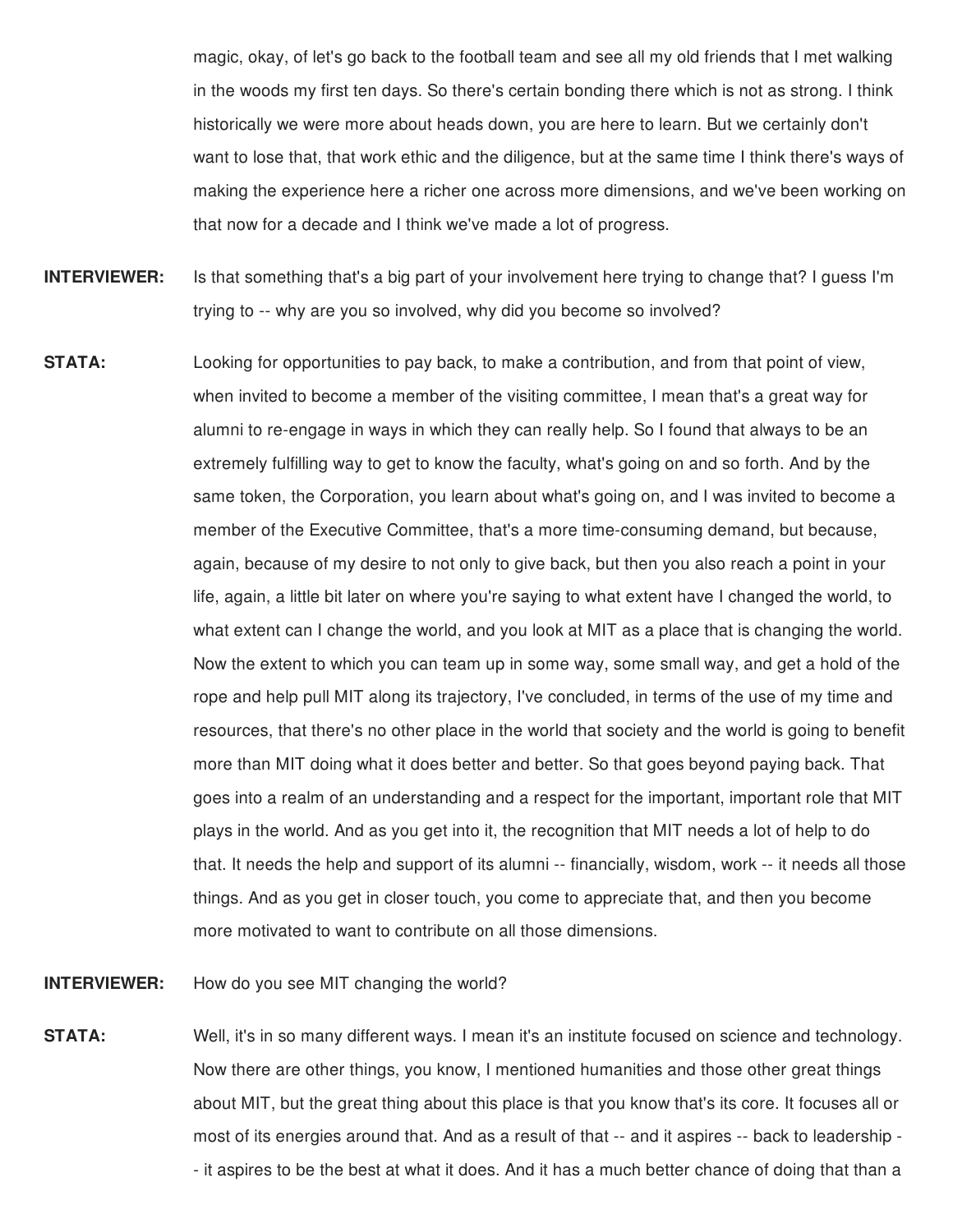magic, okay, of let's go back to the football team and see all my old friends that I met walking in the woods my first ten days. So there's certain bonding there which is not as strong. I think historically we were more about heads down, you are here to learn. But we certainly don't want to lose that, that work ethic and the diligence, but at the same time I think there's ways of making the experience here a richer one across more dimensions, and we've been working on that now for a decade and I think we've made a lot of progress.

**INTERVIEWER:** Is that something that's a big part of your involvement here trying to change that? I guess I'm trying to -- why are you so involved, why did you become so involved?

**STATA:** Looking for opportunities to pay back, to make a contribution, and from that point of view, when invited to become a member of the visiting committee, I mean that's a great way for alumni to re-engage in ways in which they can really help. So I found that always to be an extremely fulfilling way to get to know the faculty, what's going on and so forth. And by the same token, the Corporation, you learn about what's going on, and I was invited to become a member of the Executive Committee, that's a more time-consuming demand, but because, again, because of my desire to not only to give back, but then you also reach a point in your life, again, a little bit later on where you're saying to what extent have I changed the world, to what extent can I change the world, and you look at MIT as a place that is changing the world. Now the extent to which you can team up in some way, some small way, and get a hold of the rope and help pull MIT along its trajectory, I've concluded, in terms of the use of my time and resources, that there's no other place in the world that society and the world is going to benefit more than MIT doing what it does better and better. So that goes beyond paying back. That goes into a realm of an understanding and a respect for the important, important role that MIT plays in the world. And as you get into it, the recognition that MIT needs a lot of help to do that. It needs the help and support of its alumni -- financially, wisdom, work -- it needs all those things. And as you get in closer touch, you come to appreciate that, and then you become more motivated to want to contribute on all those dimensions.

**INTERVIEWER:** How do you see MIT changing the world?

**STATA:** Well, it's in so many different ways. I mean it's an institute focused on science and technology. Now there are other things, you know, I mentioned humanities and those other great things about MIT, but the great thing about this place is that you know that's its core. It focuses all or most of its energies around that. And as a result of that -- and it aspires -- back to leadership -- it aspires to be the best at what it does. And it has a much better chance of doing that than a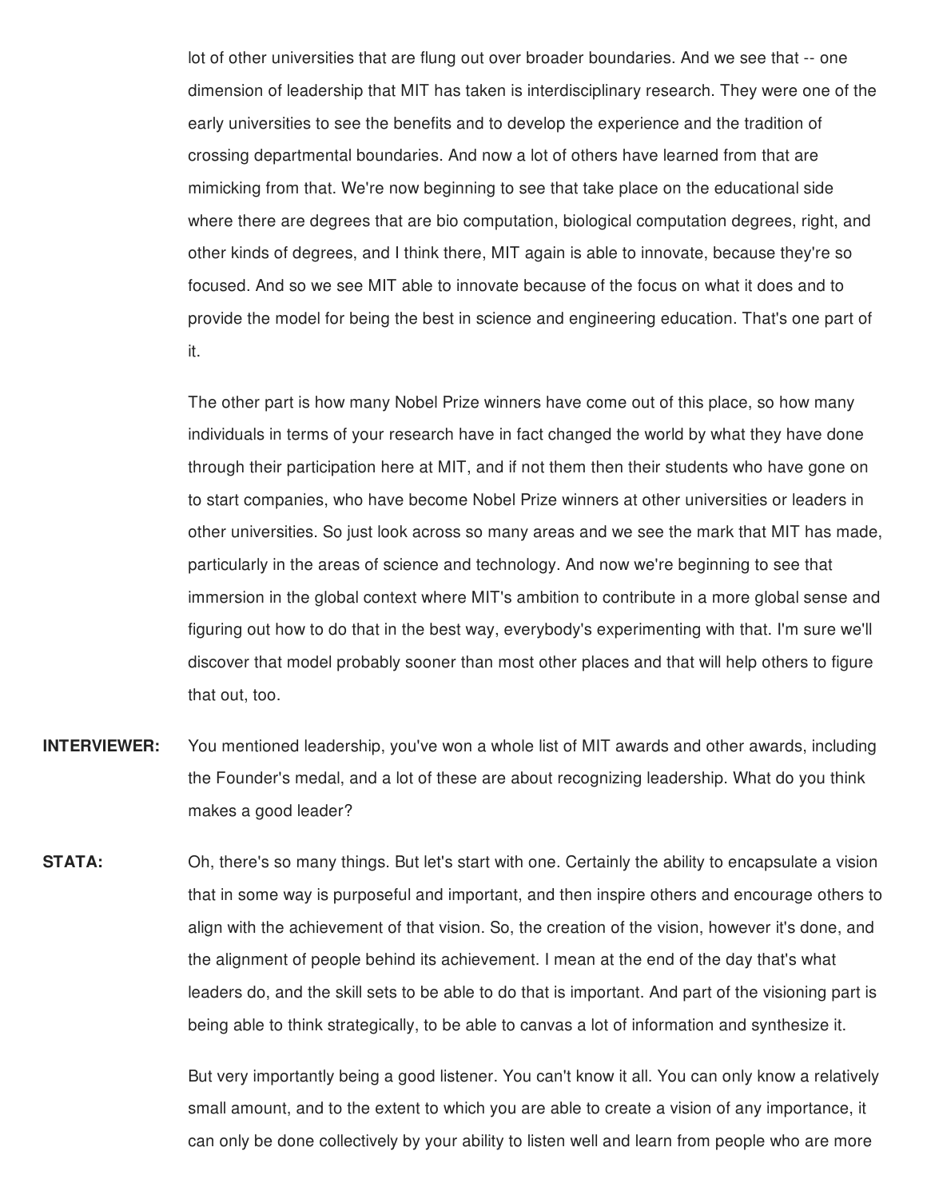lot of other universities that are flung out over broader boundaries. And we see that -- one dimension of leadership that MIT has taken is interdisciplinary research. They were one of the early universities to see the benefits and to develop the experience and the tradition of crossing departmental boundaries. And now a lot of others have learned from that are mimicking from that. We're now beginning to see that take place on the educational side where there are degrees that are bio computation, biological computation degrees, right, and other kinds of degrees, and I think there, MIT again is able to innovate, because they're so focused. And so we see MIT able to innovate because of the focus on what it does and to provide the model for being the best in science and engineering education. That's one part of it.

The other part is how many Nobel Prize winners have come out of this place, so how many individuals in terms of your research have in fact changed the world by what they have done through their participation here at MIT, and if not them then their students who have gone on to start companies, who have become Nobel Prize winners at other universities or leaders in other universities. So just look across so many areas and we see the mark that MIT has made, particularly in the areas of science and technology. And now we're beginning to see that immersion in the global context where MIT's ambition to contribute in a more global sense and figuring out how to do that in the best way, everybody's experimenting with that. I'm sure we'll discover that model probably sooner than most other places and that will help others to figure that out, too.

**INTERVIEWER:** You mentioned leadership, you've won a whole list of MIT awards and other awards, including the Founder's medal, and a lot of these are about recognizing leadership. What do you think makes a good leader?

**STATA:** Oh, there's so many things. But let's start with one. Certainly the ability to encapsulate a vision that in some way is purposeful and important, and then inspire others and encourage others to align with the achievement of that vision. So, the creation of the vision, however it's done, and the alignment of people behind its achievement. I mean at the end of the day that's what leaders do, and the skill sets to be able to do that is important. And part of the visioning part is being able to think strategically, to be able to canvas a lot of information and synthesize it.

But very importantly being a good listener. You can't know it all. You can only know a relatively small amount, and to the extent to which you are able to create a vision of any importance, it can only be done collectively by your ability to listen well and learn from people who are more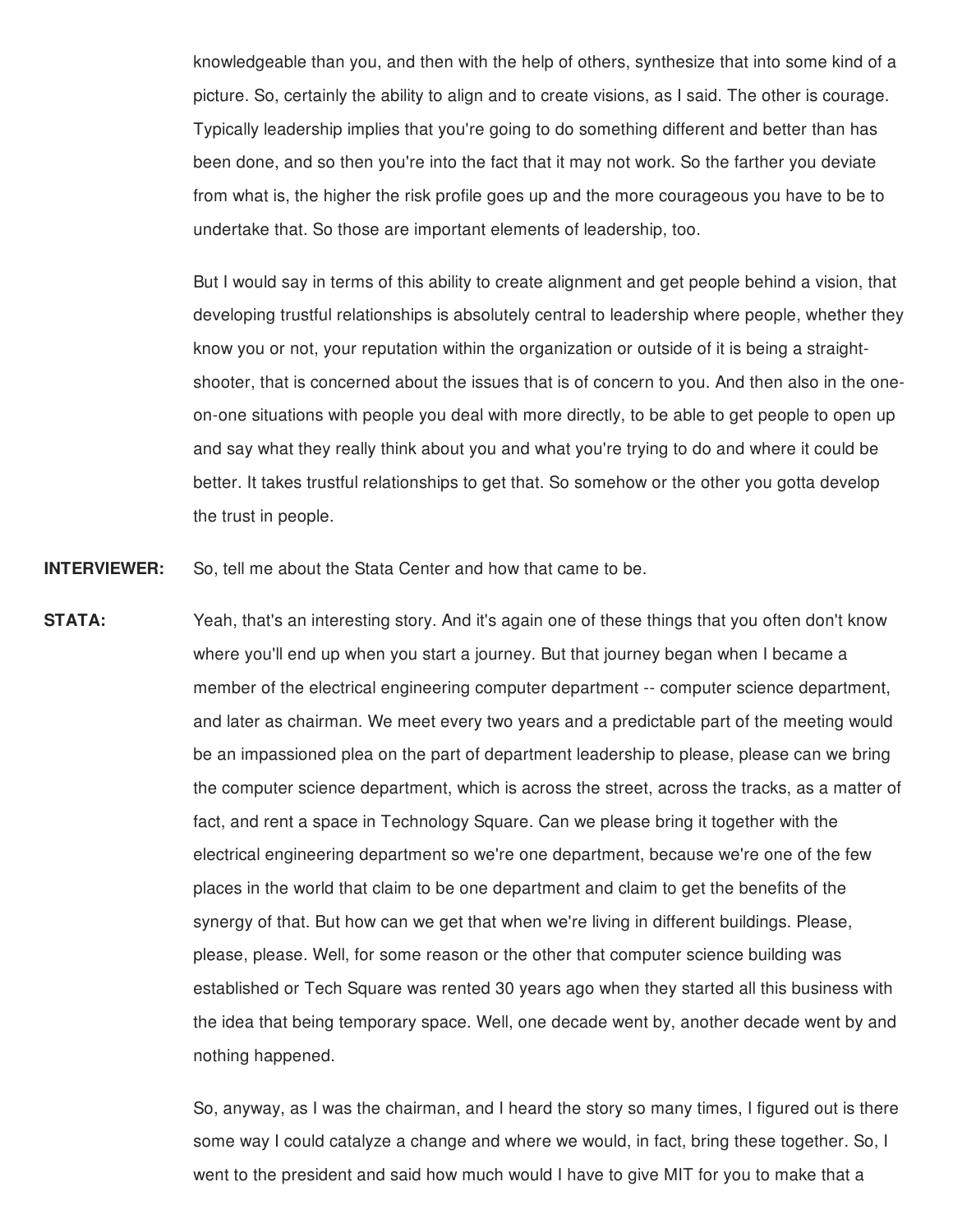knowledgeable than you, and then with the help of others, synthesize that into some kind of a picture. So, certainly the ability to align and to create visions, as I said. The other is courage. Typically leadership implies that you're going to do something different and better than has been done, and so then you're into the fact that it may not work. So the farther you deviate from what is, the higher the risk profile goes up and the more courageous you have to be to undertake that. So those are important elements of leadership, too.

But I would say in terms of this ability to create alignment and get people behind a vision, that developing trustful relationships is absolutely central to leadership where people, whether they know you or not, your reputation within the organization or outside of it is being a straight-shooter, that is concerned about the issues that is of concern to you. And then also in the one-on-one situations with people you deal with more directly, to be able to get people to open up and say what they really think about you and what you're trying to do and where it could be better. It takes trustful relationships to get that. So somehow or the other you gotta develop the trust in people.

**INTERVIEWER:** So, tell me about the Stata Center and how that came to be.

**STATA:** Yeah, that's an interesting story. And it's again one of these things that you often don't know where you'll end up when you start a journey. But that journey began when I became a member of the electrical engineering computer department -- computer science department, and later as chairman. We meet every two years and a predictable part of the meeting would be an impassioned plea on the part of department leadership to please, please can we bring the computer science department, which is across the street, across the tracks, as a matter of fact, and rent a space in Technology Square. Can we please bring it together with the electrical engineering department so we're one department, because we're one of the few places in the world that claim to be one department and claim to get the benefits of the synergy of that. But how can we get that when we're living in different buildings. Please, please, please. Well, for some reason or the other that computer science building was established or Tech Square was rented 30 years ago when they started all this business with the idea that being temporary space. Well, one decade went by, another decade went by and nothing happened.

So, anyway, as I was the chairman, and I heard the story so many times, I figured out is there some way I could catalyze a change and where we would, in fact, bring these together. So, I went to the president and said how much would I have to give MIT for you to make that a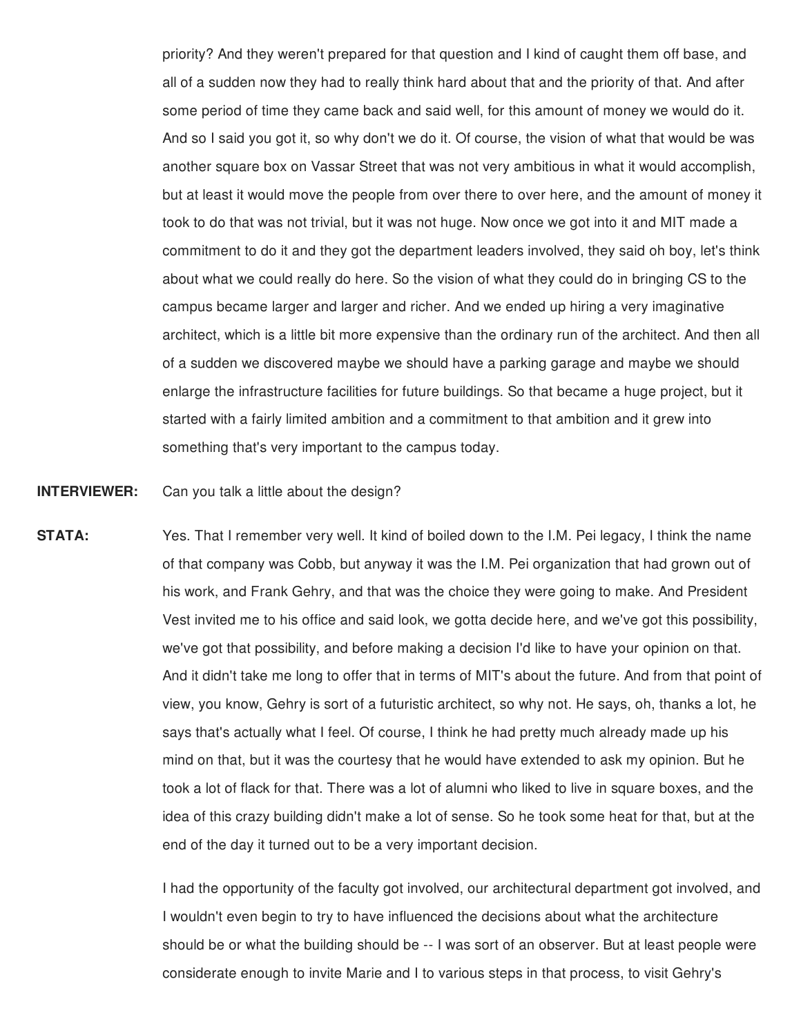priority? And they weren't prepared for that question and I kind of caught them off base, and all of a sudden now they had to really think hard about that and the priority of that. And after some period of time they came back and said well, for this amount of money we would do it. And so I said you got it, so why don't we do it. Of course, the vision of what that would be was another square box on Vassar Street that was not very ambitious in what it would accomplish, but at least it would move the people from over there to over here, and the amount of money it took to do that was not trivial, but it was not huge. Now once we got into it and MIT made a commitment to do it and they got the department leaders involved, they said oh boy, let's think about what we could really do here. So the vision of what they could do in bringing CS to the campus became larger and larger and richer. And we ended up hiring a very imaginative architect, which is a little bit more expensive than the ordinary run of the architect. And then all of a sudden we discovered maybe we should have a parking garage and maybe we should enlarge the infrastructure facilities for future buildings. So that became a huge project, but it started with a fairly limited ambition and a commitment to that ambition and it grew into something that's very important to the campus today.

**INTERVIEWER:** Can you talk a little about the design?

**STATA:** Yes. That I remember very well. It kind of boiled down to the I.M. Pei legacy, I think the name of that company was Cobb, but anyway it was the I.M. Pei organization that had grown out of his work, and Frank Gehry, and that was the choice they were going to make. And President Vest invited me to his office and said look, we gotta decide here, and we've got this possibility, we've got that possibility, and before making a decision I'd like to have your opinion on that. And it didn't take me long to offer that in terms of MIT's about the future. And from that point of view, you know, Gehry is sort of a futuristic architect, so why not. He says, oh, thanks a lot, he says that's actually what I feel. Of course, I think he had pretty much already made up his mind on that, but it was the courtesy that he would have extended to ask my opinion. But he took a lot of flack for that. There was a lot of alumni who liked to live in square boxes, and the idea of this crazy building didn't make a lot of sense. So he took some heat for that, but at the end of the day it turned out to be a very important decision.

I had the opportunity of the faculty got involved, our architectural department got involved, and I wouldn't even begin to try to have influenced the decisions about what the architecture should be or what the building should be -- I was sort of an observer. But at least people were considerate enough to invite Marie and I to various steps in that process, to visit Gehry's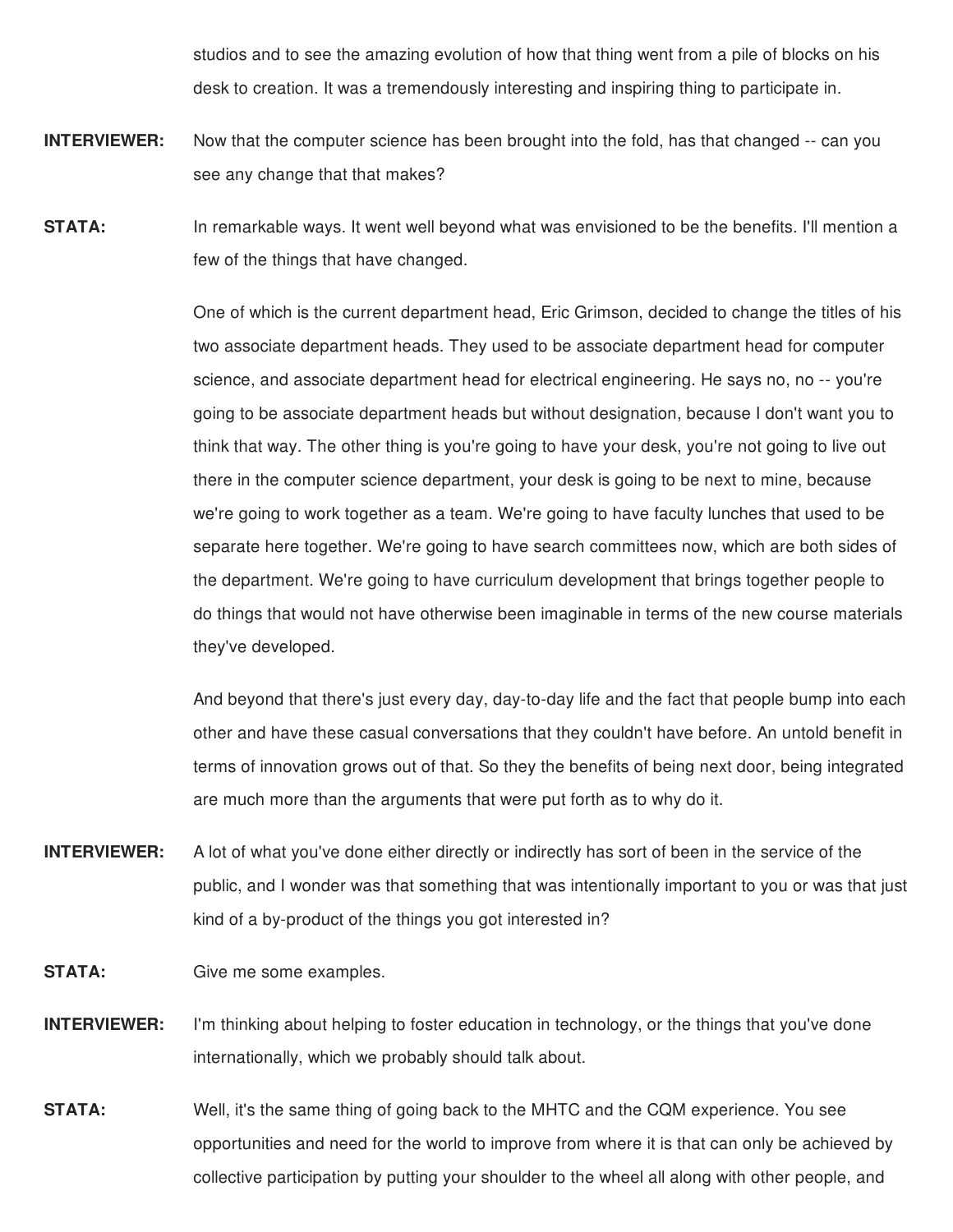studios and to see the amazing evolution of how that thing went from a pile of blocks on his desk to creation. It was a tremendously interesting and inspiring thing to participate in.

**INTERVIEWER:** Now that the computer science has been brought into the fold, has that changed -- can you see any change that that makes?

**STATA:** In remarkable ways. It went well beyond what was envisioned to be the benefits. I'll mention a few of the things that have changed.

One of which is the current department head, Eric Grimson, decided to change the titles of his two associate department heads. They used to be associate department head for computer science, and associate department head for electrical engineering. He says no, no -- you're going to be associate department heads but without designation, because I don't want you to think that way. The other thing is you're going to have your desk, you're not going to live out there in the computer science department, your desk is going to be next to mine, because we're going to work together as a team. We're going to have faculty lunches that used to be separate here together. We're going to have search committees now, which are both sides of the department. We're going to have curriculum development that brings together people to do things that would not have otherwise been imaginable in terms of the new course materials they've developed.

And beyond that there's just every day, day-to-day life and the fact that people bump into each other and have these casual conversations that they couldn't have before. An untold benefit in terms of innovation grows out of that. So they the benefits of being next door, being integrated are much more than the arguments that were put forth as to why do it.

**INTERVIEWER:** A lot of what you've done either directly or indirectly has sort of been in the service of the public, and I wonder was that something that was intentionally important to you or was that just kind of a by-product of the things you got interested in?

**STATA:** Give me some examples.

**INTERVIEWER:** I'm thinking about helping to foster education in technology, or the things that you've done internationally, which we probably should talk about.

**STATA:** Well, it's the same thing of going back to the MHTC and the CQM experience. You see opportunities and need for the world to improve from where it is that can only be achieved by collective participation by putting your shoulder to the wheel all along with other people, and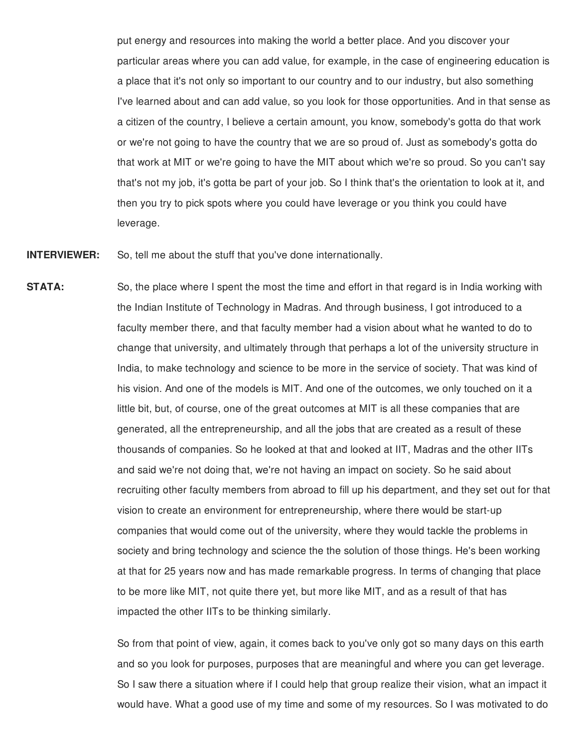put energy and resources into making the world a better place. And you discover your particular areas where you can add value, for example, in the case of engineering education is a place that it's not only so important to our country and to our industry, but also something I've learned about and can add value, so you look for those opportunities. And in that sense as a citizen of the country, I believe a certain amount, you know, somebody's gotta do that work or we're not going to have the country that we are so proud of. Just as somebody's gotta do that work at MIT or we're going to have the MIT about which we're so proud. So you can't say that's not my job, it's gotta be part of your job. So I think that's the orientation to look at it, and then you try to pick spots where you could have leverage or you think you could have leverage.

**INTERVIEWER:** So, tell me about the stuff that you've done internationally.

**STATA:** So, the place where I spent the most the time and effort in that regard is in India working with the Indian Institute of Technology in Madras. And through business, I got introduced to a faculty member there, and that faculty member had a vision about what he wanted to do to change that university, and ultimately through that perhaps a lot of the university structure in India, to make technology and science to be more in the service of society. That was kind of his vision. And one of the models is MIT. And one of the outcomes, we only touched on it a little bit, but, of course, one of the great outcomes at MIT is all these companies that are generated, all the entrepreneurship, and all the jobs that are created as a result of these thousands of companies. So he looked at that and looked at IIT, Madras and the other IITs and said we're not doing that, we're not having an impact on society. So he said about recruiting other faculty members from abroad to fill up his department, and they set out for that vision to create an environment for entrepreneurship, where there would be start-up companies that would come out of the university, where they would tackle the problems in society and bring technology and science the the solution of those things. He's been working at that for 25 years now and has made remarkable progress. In terms of changing that place to be more like MIT, not quite there yet, but more like MIT, and as a result of that has impacted the other IITs to be thinking similarly.

So from that point of view, again, it comes back to you've only got so many days on this earth and so you look for purposes, purposes that are meaningful and where you can get leverage. So I saw there a situation where if I could help that group realize their vision, what an impact it would have. What a good use of my time and some of my resources. So I was motivated to do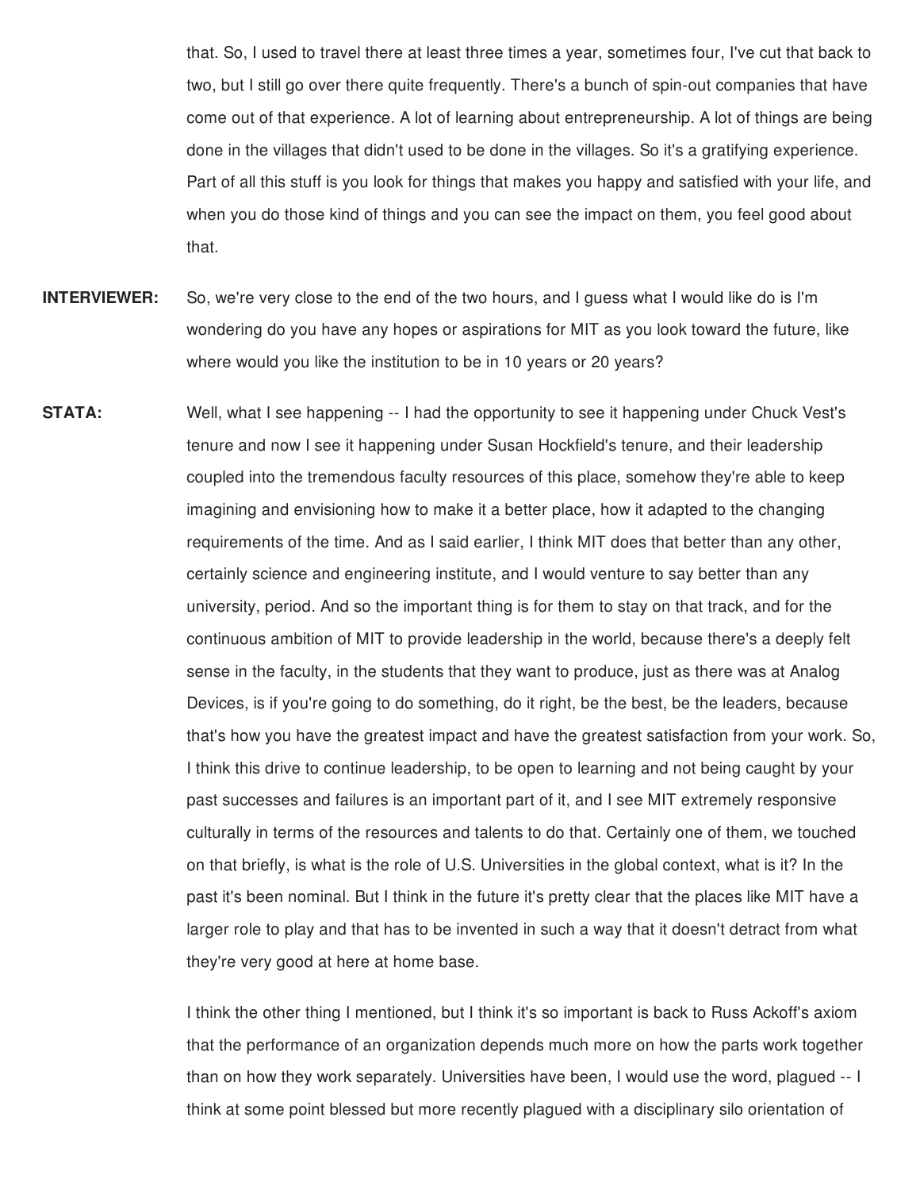that. So, I used to travel there at least three times a year, sometimes four, I've cut that back to two, but I still go over there quite frequently. There's a bunch of spin-out companies that have come out of that experience. A lot of learning about entrepreneurship. A lot of things are being done in the villages that didn't used to be done in the villages. So it's a gratifying experience. Part of all this stuff is you look for things that makes you happy and satisfied with your life, and when you do those kind of things and you can see the impact on them, you feel good about that.

**INTERVIEWER:** So, we're very close to the end of the two hours, and I guess what I would like do is I'm wondering do you have any hopes or aspirations for MIT as you look toward the future, like where would you like the institution to be in 10 years or 20 years?

**STATA:** Well, what I see happening -- I had the opportunity to see it happening under Chuck Vest's tenure and now I see it happening under Susan Hockfield's tenure, and their leadership coupled into the tremendous faculty resources of this place, somehow they're able to keep imagining and envisioning how to make it a better place, how it adapted to the changing requirements of the time. And as I said earlier, I think MIT does that better than any other, certainly science and engineering institute, and I would venture to say better than any university, period. And so the important thing is for them to stay on that track, and for the continuous ambition of MIT to provide leadership in the world, because there's a deeply felt sense in the faculty, in the students that they want to produce, just as there was at Analog Devices, is if you're going to do something, do it right, be the best, be the leaders, because that's how you have the greatest impact and have the greatest satisfaction from your work. So, I think this drive to continue leadership, to be open to learning and not being caught by your past successes and failures is an important part of it, and I see MIT extremely responsive culturally in terms of the resources and talents to do that. Certainly one of them, we touched on that briefly, is what is the role of U.S. Universities in the global context, what is it? In the past it's been nominal. But I think in the future it's pretty clear that the places like MIT have a larger role to play and that has to be invented in such a way that it doesn't detract from what they're very good at here at home base.

I think the other thing I mentioned, but I think it's so important is back to Russ Ackoff's axiom that the performance of an organization depends much more on how the parts work together than on how they work separately. Universities have been, I would use the word, plagued -- I think at some point blessed but more recently plagued with a disciplinary silo orientation of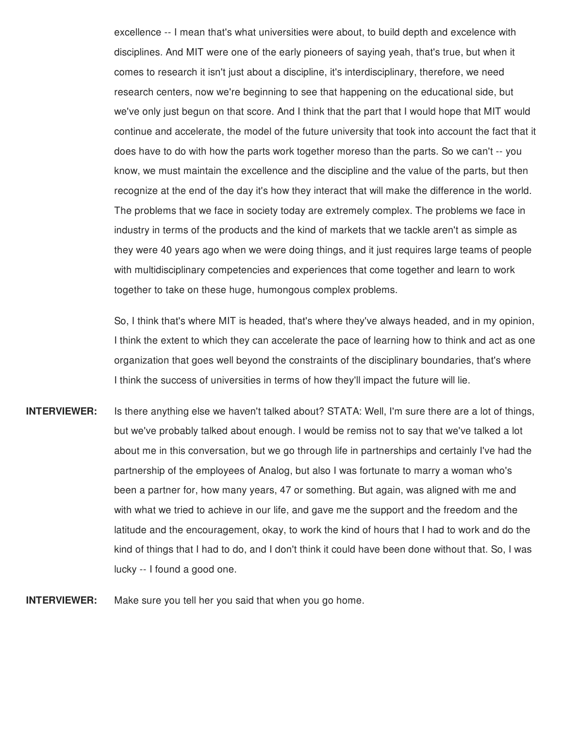excellence -- I mean that's what universities were about, to build depth and excelence with disciplines. And MIT were one of the early pioneers of saying yeah, that's true, but when it comes to research it isn't just about a discipline, it's interdisciplinary, therefore, we need research centers, now we're beginning to see that happening on the educational side, but we've only just begun on that score. And I think that the part that I would hope that MIT would continue and accelerate, the model of the future university that took into account the fact that it does have to do with how the parts work together moreso than the parts. So we can't -- you know, we must maintain the excellence and the discipline and the value of the parts, but then recognize at the end of the day it's how they interact that will make the difference in the world. The problems that we face in society today are extremely complex. The problems we face in industry in terms of the products and the kind of markets that we tackle aren't as simple as they were 40 years ago when we were doing things, and it just requires large teams of people with multidisciplinary competencies and experiences that come together and learn to work together to take on these huge, humongous complex problems.

So, I think that's where MIT is headed, that's where they've always headed, and in my opinion, I think the extent to which they can accelerate the pace of learning how to think and act as one organization that goes well beyond the constraints of the disciplinary boundaries, that's where I think the success of universities in terms of how they'll impact the future will lie.

**INTERVIEWER:** Is there anything else we haven't talked about? STATA: Well, I'm sure there are a lot of things, but we've probably talked about enough. I would be remiss not to say that we've talked a lot about me in this conversation, but we go through life in partnerships and certainly I've had the partnership of the employees of Analog, but also I was fortunate to marry a woman who's been a partner for, how many years, 47 or something. But again, was aligned with me and with what we tried to achieve in our life, and gave me the support and the freedom and the latitude and the encouragement, okay, to work the kind of hours that I had to work and do the kind of things that I had to do, and I don't think it could have been done without that. So, I was lucky -- I found a good one.

**INTERVIEWER:** Make sure you tell her you said that when you go home.